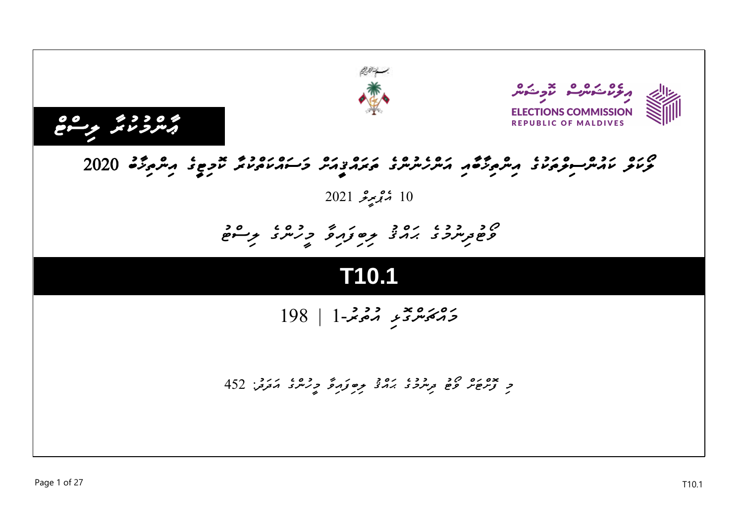އިލެކްޝަންސް ކޮމިޝަން

ELECTIONS COMMISSION

REPUBLIC OF MALDIVES

އާންމުކުރާ ލިސްޓު

# ލޯކަލް ކައުންސިލްތަކުގެ އިންތިޚާބާއި އަންހެނުންގެ ތަރައްޤީއަށް މަސައްކަތްކުރާ ކޮމިޓީގެ އިންތިޚާބު 2020

10 އެޕްރީލް 2021

ވޯޓުދިނުމުގެ ޙައްޤު ލިބިފައިވާ މީހުންގެ ލިސްޓު

# T10.1

މައްސަންގަލި އުތުރު-1 | 198

މި ފޮށްޓަށް ވޯޓު ދިނުމުގެ ޙައްޤު ލިބިފައިވާ މީހުންގެ އަދަދު: 452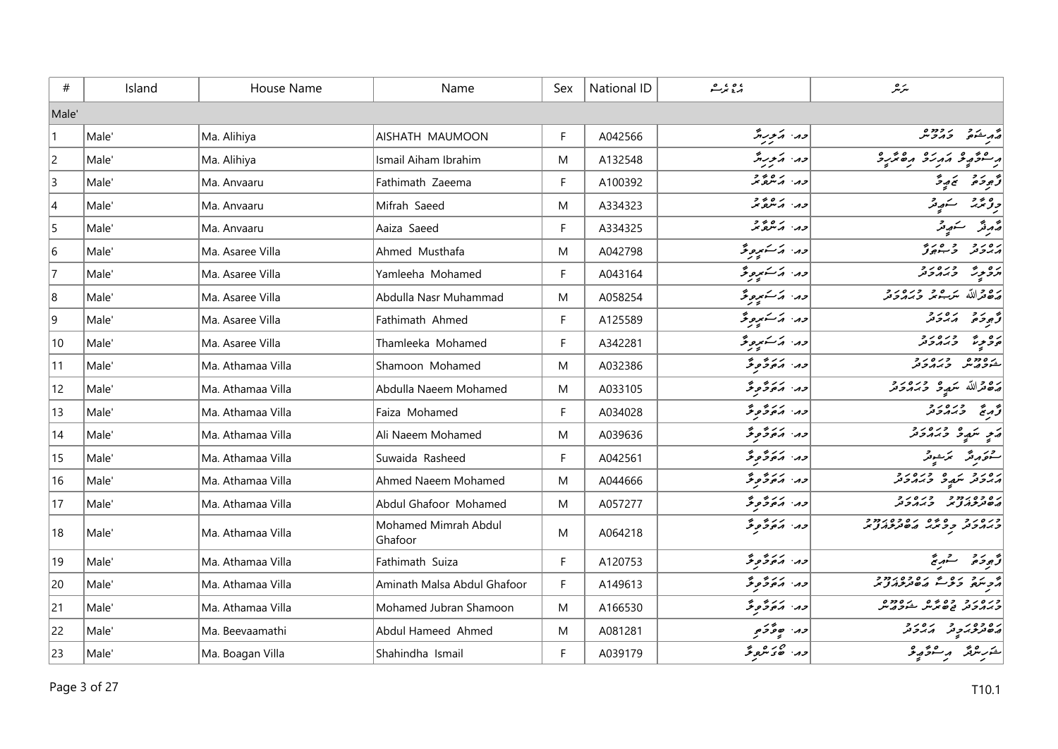| # | Island | House Name | Name | Sex | National ID | ދާއިރާ | ނަން |
|---|---|---|---|---|---|---|---|
| Male' | | | | | | | |
| 1 | Male' | Ma. Alihiya | AISHATH MAUMOON | F | A042566 | މއ. އަލިހިޔާ | އާއިޝަތު މައުމޫނު |
| 2 | Male' | Ma. Alihiya | Ismail Aiham Ibrahim | M | A132548 | މއ. އަލިހިޔާ | އިސްމާއީލް އައިހަމް އިބްރާހީމް |
| 3 | Male' | Ma. Anvaaru | Fathimath Zaeema | F | A100392 | މއ. އަންވާރު | ފާތިމަތު ޒައީމާ |
| 4 | Male' | Ma. Anvaaru | Mifrah Saeed | M | A334323 | މއ. އަންވާރު | މިފްރާހް ސައީދު |
| 5 | Male' | Ma. Anvaaru | Aaiza Saeed | F | A334325 | މއ. އަންވާރު | އާއިޒާ ސައީދު |
| 6 | Male' | Ma. Asaree Villa | Ahmed Musthafa | M | A042798 | މއ. އަސަރީވިލާ | އަހުމަދު މުސްތަފާ |
| 7 | Male' | Ma. Asaree Villa | Yamleeha Mohamed | F | A043164 | މއ. އަސަރީވިލާ | ޔަމްލީހާ މުހައްމަދު |
| 8 | Male' | Ma. Asaree Villa | Abdulla Nasr Muhammad | M | A058254 | މއ. އަސަރީވިލާ | އަބްދުﷲ ނަސްރު މުޙައްމަދު |
| 9 | Male' | Ma. Asaree Villa | Fathimath Ahmed | F | A125589 | މއ. އަސަރީވިލާ | ފާތިމަތު އަހުމަދު |
| 10 | Male' | Ma. Asaree Villa | Thamleeka Mohamed | F | A342281 | މއ. އަސަރީވިލާ | ތަމްލީކާ މުހައްމަދު |
| 11 | Male' | Ma. Athamaa Villa | Shamoon Mohamed | M | A032386 | މއ. އަތަމާވިލާ | ޝަމްޢޫން މުހައްމަދު |
| 12 | Male' | Ma. Athamaa Villa | Abdulla Naeem Mohamed | M | A033105 | މއ. އަތަމާވިލާ | އަބްދުﷲ ނައީމް މުހައްމަދު |
| 13 | Male' | Ma. Athamaa Villa | Faiza Mohamed | F | A034028 | މއ. އަތަމާވިލާ | ފާއިޒާ މުހައްމަދު |
| 14 | Male' | Ma. Athamaa Villa | Ali Naeem Mohamed | M | A039636 | މއ. އަތަމާވިލާ | އަލި ނައީމް މުހައްމަދު |
| 15 | Male' | Ma. Athamaa Villa | Suwaida Rasheed | F | A042561 | މއ. އަތަމާވިލާ | ސުވައިދާ ރަޝީދު |
| 16 | Male' | Ma. Athamaa Villa | Ahmed Naeem Mohamed | M | A044666 | މއ. އަތަމާވިލާ | އަހުމަދު ނައީމް މުހައްމަދު |
| 17 | Male' | Ma. Athamaa Villa | Abdul Ghafoor Mohamed | M | A057277 | މއ. އަތަމާވިލާ | އަބްދުލްޣަފޫރު މުހައްމަދު |
| 18 | Male' | Ma. Athamaa Villa | Mohamed Mimrah Abdul Ghafoor | M | A064218 | މއ. އަތަމާވިލާ | މުހައްމަދު މިމްރާހް އަބްދުލްޣަފޫރު |
| 19 | Male' | Ma. Athamaa Villa | Fathimath Suiza | F | A120753 | މއ. އަތަމާވިލާ | ފާތިމަތު ސުއިޒާ |
| 20 | Male' | Ma. Athamaa Villa | Aminath Malsa Abdul Ghafoor | F | A149613 | މއ. އަތަމާވިލާ | އާމިނަތު މަލްސާ އަބްދުލްޣަފޫރު |
| 21 | Male' | Ma. Athamaa Villa | Mohamed Jubran Shamoon | M | A166530 | މއ. އަތަމާވިލާ | މުހައްމަދު ޖުބްރާން ޝަމްޢޫން |
| 22 | Male' | Ma. Beevaamathi | Abdul Hameed Ahmed | M | A081281 | މއ. ބީވާމަތި | އަބްދުލްހަމީދު އަހުމަދު |
| 23 | Male' | Ma. Boagan Villa | Shahindha Ismail | F | A039179 | މއ. ބޯގަންވިލާ | ޝަހިންދާ އިސްމާއީލް |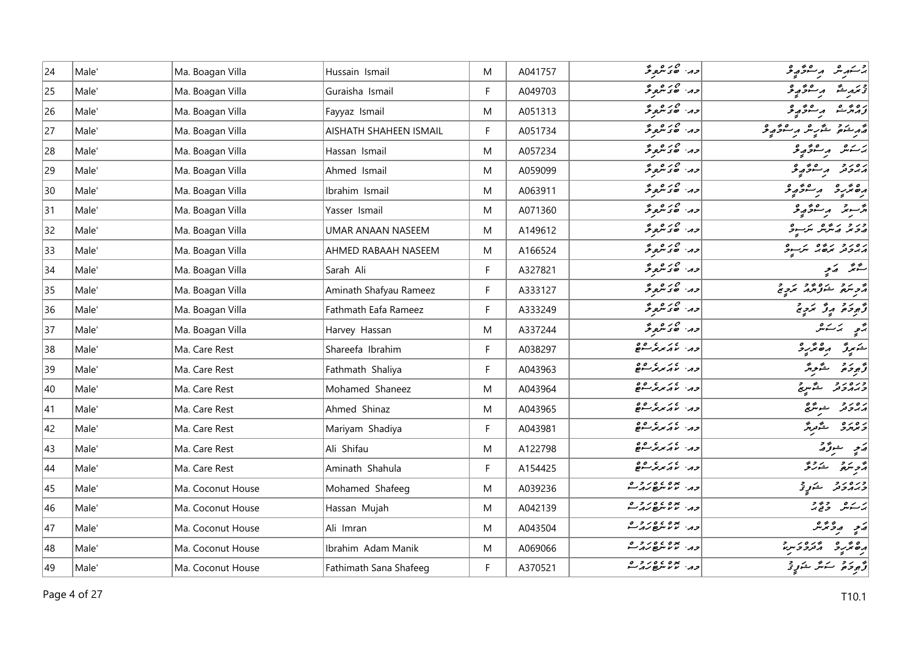| 24 | Male' | Ma. Boagan Villa | Hussain Ismail | M | A041757 | މއ. ބޯގަންވިލާ | ހުސައިން އިސްމާޢީލް |
|---|---|---|---|---|---|---|---|
| 25 | Male' | Ma. Boagan Villa | Guraisha Ismail | F | A049703 | މއ. ބޯގަންވިލާ | ގުރައިޝާ އިސްމާޢީލް |
| 26 | Male' | Ma. Boagan Villa | Fayyaz Ismail | M | A051313 | މއ. ބޯގަންވިލާ | ފައްޔާޒް އިސްމާޢީލް |
| 27 | Male' | Ma. Boagan Villa | AISHATH SHAHEEN ISMAIL | F | A051734 | މއ. ބޯގަންވިލާ | އައިޝަތު ޝާހީން އިސްމާޢީލް |
| 28 | Male' | Ma. Boagan Villa | Hassan Ismail | M | A057234 | މއ. ބޯގަންވިލާ | ހަސަން އިސްމާޢީލް |
| 29 | Male' | Ma. Boagan Villa | Ahmed Ismail | M | A059099 | މއ. ބޯގަންވިލާ | އަހްމަދު އިސްމާޢީލް |
| 30 | Male' | Ma. Boagan Villa | Ibrahim Ismail | M | A063911 | މއ. ބޯގަންވިލާ | އިބްރާހީމް އިސްމާޢީލް |
| 31 | Male' | Ma. Boagan Villa | Yasser Ismail | M | A071360 | މއ. ބޯގަންވިލާ | ޔާސިރު އިސްމާޢީލް |
| 32 | Male' | Ma. Boagan Villa | UMAR ANAAN NASEEM | M | A149612 | މއ. ބޯގަންވިލާ | ޢުމަރު އަނާން ނަސީމް |
| 33 | Male' | Ma. Boagan Villa | AHMED RABAAH NASEEM | M | A166524 | މއ. ބޯގަންވިލާ | އަހްމަދު ރަބާހް ނަސީމް |
| 34 | Male' | Ma. Boagan Villa | Sarah Ali | F | A327821 | މއ. ބޯގަންވިލާ | ސާރާ އަލީ |
| 35 | Male' | Ma. Boagan Villa | Aminath Shafyau Rameez | F | A333127 | މއ. ބޯގަންވިލާ | އާމިނަތު ޝަފްޔާއު ރަމީޒު |
| 36 | Male' | Ma. Boagan Villa | Fathmath Eafa Rameez | F | A333249 | މއ. ބޯގަންވިލާ | ފާތިމަތު އީފާ ރަމީޒު |
| 37 | Male' | Ma. Boagan Villa | Harvey Hassan | M | A337244 | މއ. ބޯގަންވިލާ | ހާވީ ހަސަން |
| 38 | Male' | Ma. Care Rest | Shareefa Ibrahim | F | A038297 | މއ. ކެއަރރެސްޓް | ޝަރީފާ އިބްރާހީމް |
| 39 | Male' | Ma. Care Rest | Fathmath Shaliya | F | A043963 | މއ. ކެއަރރެސްޓް | ފާތިމަތު ޝާލިޔާ |
| 40 | Male' | Ma. Care Rest | Mohamed Shaneez | M | A043964 | މއ. ކެއަރރެސްޓް | މުހައްމަދު ޝާނީޒު |
| 41 | Male' | Ma. Care Rest | Ahmed Shinaz | M | A043965 | މއ. ކެއަރރެސްޓް | އަހްމަދު ޝިނާޒު |
| 42 | Male' | Ma. Care Rest | Mariyam Shadiya | F | A043981 | މއ. ކެއަރރެސްޓް | މަރިޔަމް ޝާދިޔާ |
| 43 | Male' | Ma. Care Rest | Ali Shifau | M | A122798 | މއ. ކެއަރރެސްޓް | އަލީ ޝިފާއު |
| 44 | Male' | Ma. Care Rest | Aminath Shahula | F | A154425 | މއ. ކެއަރރެސްޓް | އާމިނަތު ޝަހުލާ |
| 45 | Male' | Ma. Coconut House | Mohamed Shafeeg | M | A039236 | މއ. ކޯކޯނަޓްހައުސް | މުހައްމަދު ޝަފީގު |
| 46 | Male' | Ma. Coconut House | Hassan Mujah | M | A042139 | މއ. ކޯކޯނަޓްހައުސް | ހަސަން މުޖާހު |
| 47 | Male' | Ma. Coconut House | Ali Imran | M | A043504 | މއ. ކޯކޯނަޓްހައުސް | އަލީ އިމްރާން |
| 48 | Male' | Ma. Coconut House | Ibrahim Adam Manik | M | A069066 | މއ. ކޯކޯނަޓްހައުސް | އިބްރާހީމް އާދަމްމަނިކު |
| 49 | Male' | Ma. Coconut House | Fathimath Sana Shafeeg | F | A370521 | މއ. ކޯކޯނަޓްހައުސް | ފާތިމަތު ސަނާ ޝަފީގު |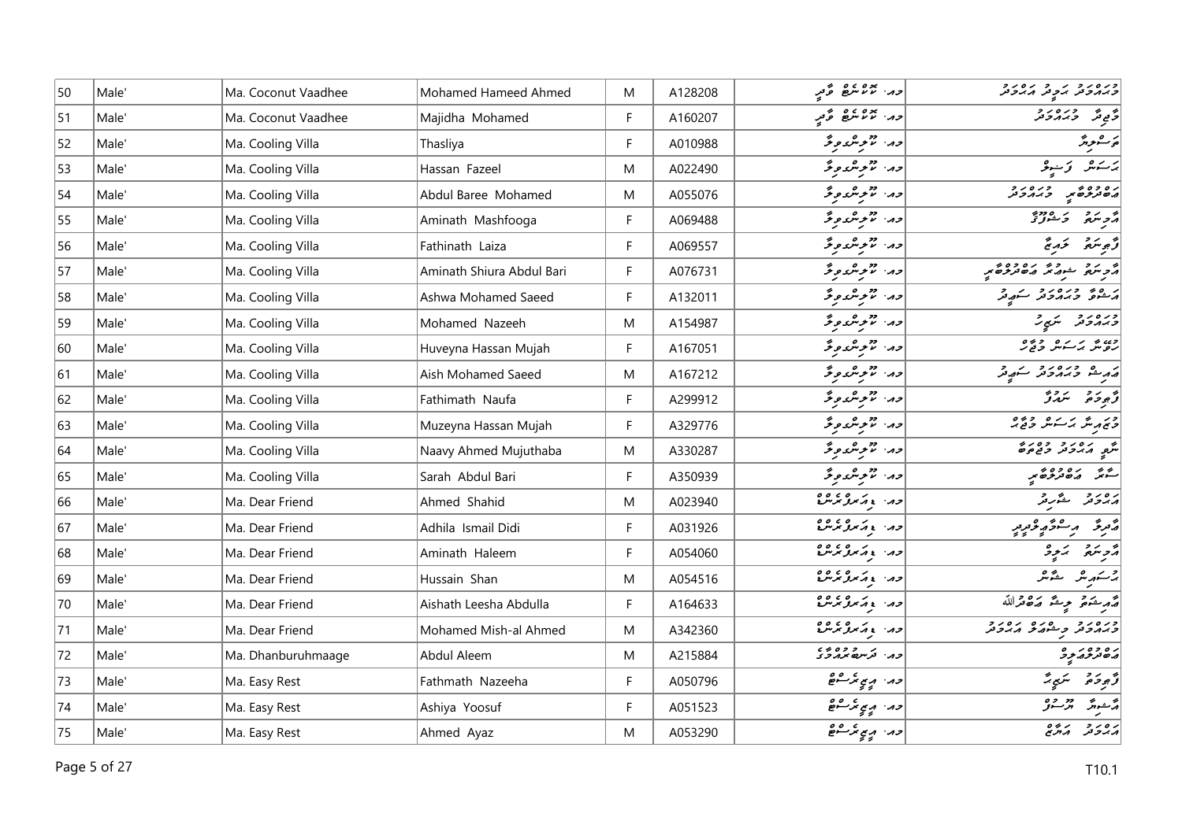| 50 | Male' | Ma. Coconut Vaadhee | Mohamed Hameed Ahmed | M | A128208 | މއ. ކޮކޮނަޓް ވާދީ | މުހައްމަދު ހަމީދު އަހުމަދު |
|---|---|---|---|---|---|---|---|
| 51 | Male' | Ma. Coconut Vaadhee | Majidha Mohamed | F | A160207 | މއ. ކޮކޮނަޓް ވާދީ | މާޖިދާ މުހައްމަދު |
| 52 | Male' | Ma. Cooling Villa | Thasliya | F | A010988 | މއ. ކޫލިންގވިލާ | ތަސްލިޔާ |
| 53 | Male' | Ma. Cooling Villa | Hassan Fazeel | M | A022490 | މއ. ކޫލިންގވިލާ | ހަސަން ފަޒީލް |
| 54 | Male' | Ma. Cooling Villa | Abdul Baree Mohamed | M | A055076 | މއ. ކޫލިންގވިލާ | އަބްދުލްބާރީ މުހައްމަދު |
| 55 | Male' | Ma. Cooling Villa | Aminath Mashfooga | F | A069488 | މއ. ކޫލިންގވިލާ | އާމިނަތު މަޝްފޫގާ |
| 56 | Male' | Ma. Cooling Villa | Fathinath Laiza | F | A069557 | މއ. ކޫލިންގވިލާ | ފާތިނަތު ލައިޒާ |
| 57 | Male' | Ma. Cooling Villa | Aminath Shiura Abdul Bari | F | A076731 | މއ. ކޫލިންގވިލާ | އާމިނަތު ޝިއުރާ އަބްދުލްބާރީ |
| 58 | Male' | Ma. Cooling Villa | Ashwa Mohamed Saeed | F | A132011 | މއ. ކޫލިންގވިލާ | އަޝްވާ މުހައްމަދު ސައީދު |
| 59 | Male' | Ma. Cooling Villa | Mohamed Nazeeh | M | A154987 | މއ. ކޫލިންގވިލާ | މުހައްމަދު ނަޒީހު |
| 60 | Male' | Ma. Cooling Villa | Huveyna Hassan Mujah | F | A167051 | މއ. ކޫލިންގވިލާ | ހުވެނާ ހަސަން މުޖާހު |
| 61 | Male' | Ma. Cooling Villa | Aish Mohamed Saeed | M | A167212 | މއ. ކޫލިންގވިލާ | އައިޝް މުހައްމަދު ސައީދު |
| 62 | Male' | Ma. Cooling Villa | Fathimath Naufa | F | A299912 | މއ. ކޫލިންގވިލާ | ފާތިމަތު ނައުފާ |
| 63 | Male' | Ma. Cooling Villa | Muzeyna Hassan Mujah | F | A329776 | މއ. ކޫލިންގވިލާ | މުޒެއިނާ ހަސަން މުޖާހު |
| 64 | Male' | Ma. Cooling Villa | Naavy Ahmed Mujuthaba | M | A330287 | މއ. ކޫލިންގވިލާ | ނާވީ އަހުމަދު މުޖުތަބާ |
| 65 | Male' | Ma. Cooling Villa | Sarah Abdul Bari | F | A350939 | މއ. ކޫލިންގވިލާ | ސާރާ އަބްދުލްބާރީ |
| 66 | Male' | Ma. Dear Friend | Ahmed Shahid | M | A023940 | މއ. ޑިއަރފްރެންޑް | އަހުމަދު ޝާހިދު |
| 67 | Male' | Ma. Dear Friend | Adhila Ismail Didi | F | A031926 | މއ. ޑިއަރފްރެންޑް | އާދިލާ އިސްމާޢީލްދީދީ |
| 68 | Male' | Ma. Dear Friend | Aminath Haleem | F | A054060 | މއ. ޑިއަރފްރެންޑް | އާމިނަތު ހަލީމް |
| 69 | Male' | Ma. Dear Friend | Hussain Shan | M | A054516 | މއ. ޑިއަރފްރެންޑް | ހުސައިން ޝާން |
| 70 | Male' | Ma. Dear Friend | Aishath Leesha Abdulla | F | A164633 | މއ. ޑިއަރފްރެންޑް | އާއިޝަތު ލީޝާ އަބްދުﷲ |
| 71 | Male' | Ma. Dear Friend | Mohamed Mish-al Ahmed | M | A342360 | މއ. ޑިއަރފްރެންޑް | މުހައްމަދު މިޝްޢަލް އަހުމަދު |
| 72 | Male' | Ma. Dhanburuhmaage | Abdul Aleem | M | A215884 | މއ. ދަނބުރުއްމާގެ | އަބްދުލްއަލީމް |
| 73 | Male' | Ma. Easy Rest | Fathmath Nazeeha | F | A050796 | މއ. އީޒީރެސްޓް | ފާތުމަތު ނަޒީހާ |
| 74 | Male' | Ma. Easy Rest | Ashiya Yoosuf | F | A051523 | މއ. އީޒީރެސްޓް | އާޝިޔާ ޔޫސުފް |
| 75 | Male' | Ma. Easy Rest | Ahmed Ayaz | M | A053290 | މއ. އީޒީރެސްޓް | އަހުމަދު އަޔާޒް |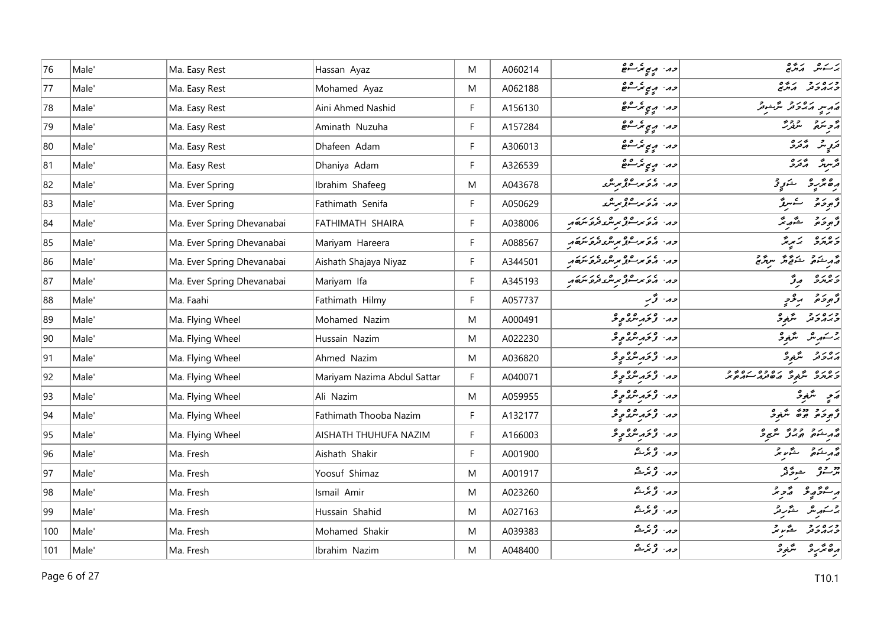| 76 | Male' | Ma. Easy Rest | Hassan Ayaz | M | A060214 | މއ. އީޒީރެސްޓް | ޙަސަން އަޔާޒް |
|---|---|---|---|---|---|---|---|
| 77 | Male' | Ma. Easy Rest | Mohamed Ayaz | M | A062188 | މއ. އީޒީރެސްޓް | މުޙައްމަދު އަޔާޒް |
| 78 | Male' | Ma. Easy Rest | Aini Ahmed Nashid | F | A156130 | މއ. އީޒީރެސްޓް | ޢައިނީ އަޙްމަދު ނާޝިދު |
| 79 | Male' | Ma. Easy Rest | Aminath Nuzuha | F | A157284 | މއ. އީޒީރެސްޓް | އާމިނަތު ނުޒުހާ |
| 80 | Male' | Ma. Easy Rest | Dhafeen Adam | F | A306013 | މއ. އީޒީރެސްޓް | ދަފީން އާދަމް |
| 81 | Male' | Ma. Easy Rest | Dhaniya Adam | F | A326539 | މއ. އީޒީރެސްޓް | ދާނިޔާ އާދަމް |
| 82 | Male' | Ma. Ever Spring | Ibrahim Shafeeg | M | A043678 | މއ. އެވަރސްޕްރިންގ | އިބްރާހީމް ޝަފީގު |
| 83 | Male' | Ma. Ever Spring | Fathimath Senifa | F | A050629 | މއ. އެވަރސްޕްރިންގ | ފާތިމަތު ސެނީފާ |
| 84 | Male' | Ma. Ever Spring Dhevanabai | FATHIMATH SHAIRA | F | A038006 | މއ. އެވަރސްޕްރިންގދެވަނަބައި | ފާތިމަތު ޝާއިރާ |
| 85 | Male' | Ma. Ever Spring Dhevanabai | Mariyam Hareera | F | A088567 | މއ. އެވަރސްޕްރިންގދެވަނަބައި | މަރިޔަމް ހަރީރާ |
| 86 | Male' | Ma. Ever Spring Dhevanabai | Aishath Shajaya Niyaz | F | A344501 | މއ. އެވަރސްޕްރިންގދެވަނަބައި | އާއިޝަތު ޝަޖާޔާ ނިޔާޒް |
| 87 | Male' | Ma. Ever Spring Dhevanabai | Mariyam Ifa | F | A345193 | މއ. އެވަރސްޕްރިންގދެވަނަބައި | މަރިޔަމް އިފާ |
| 88 | Male' | Ma. Faahi | Fathimath Hilmy | F | A057737 | މއ. ފާހި | ފާތިމަތު ހިލްމީ |
| 89 | Male' | Ma. Flying Wheel | Mohamed Nazim | M | A000491 | މއ. ފްލައިންގވީލް | މުޙައްމަދު ނާޒިމް |
| 90 | Male' | Ma. Flying Wheel | Hussain Nazim | M | A022230 | މއ. ފްލައިންގވީލް | ޙުސައިން ނާޒިމް |
| 91 | Male' | Ma. Flying Wheel | Ahmed Nazim | M | A036820 | މއ. ފްލައިންގވީލް | އަޙްމަދު ނާޒިމް |
| 92 | Male' | Ma. Flying Wheel | Mariyam Nazima Abdul Sattar | F | A040071 | މއ. ފްލައިންގވީލް | މަރިޔަމް ނާޒިމާ އަބްދުލް ސައްތާރު |
| 93 | Male' | Ma. Flying Wheel | Ali Nazim | M | A059955 | މއ. ފްލައިންގވީލް | އަލީ ނާޒިމް |
| 94 | Male' | Ma. Flying Wheel | Fathimath Thooba Nazim | F | A132177 | މއ. ފްލައިންގވީލް | ފާތިމަތު ތޫބާ ނާޒިމް |
| 95 | Male' | Ma. Flying Wheel | AISHATH THUHUFA NAZIM | F | A166003 | މއ. ފްލައިންގވީލް | އާއިޝަތު ތުހުފާ ނާޒިމް |
| 96 | Male' | Ma. Fresh | Aishath Shakir | F | A001900 | މއ. ފްރެޝް | އާއިޝަތު ޝާކިރު |
| 97 | Male' | Ma. Fresh | Yoosuf Shimaz | M | A001917 | މއ. ފްރެޝް | ޔޫސުފް ޝިމާޒު |
| 98 | Male' | Ma. Fresh | Ismail Amir | M | A023260 | މއ. ފްރެޝް | އިސްމާއީލް އާމިރު |
| 99 | Male' | Ma. Fresh | Hussain Shahid | M | A027163 | މއ. ފްރެޝް | ޙުސައިން ޝާހިދު |
| 100 | Male' | Ma. Fresh | Mohamed Shakir | M | A039383 | މއ. ފްރެޝް | މުޙައްމަދު ޝާކިރު |
| 101 | Male' | Ma. Fresh | Ibrahim Nazim | M | A048400 | މއ. ފްރެޝް | އިބްރާހީމް ނާޒިމް |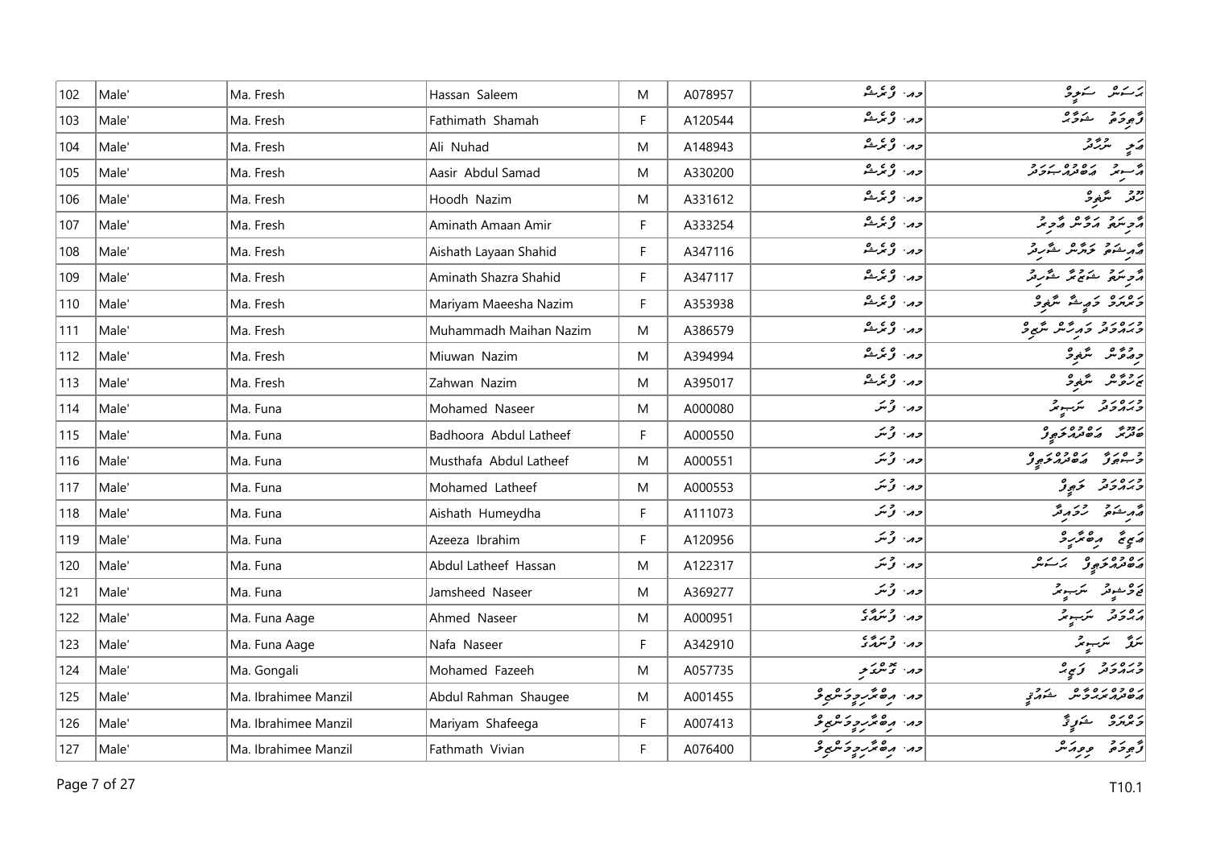| 102 | Male' | Ma. Fresh | Hassan Saleem | M | A078957 | މއ. ފްރެޝް | ހަސަން ސަލީމް |
|---|---|---|---|---|---|---|---|
| 103 | Male' | Ma. Fresh | Fathimath Shamah | F | A120544 | މއ. ފްރެޝް | ފާތިމަތު ޝަމާހް |
| 104 | Male' | Ma. Fresh | Ali Nuhad | M | A148943 | މއ. ފްރެޝް | އަލީ ނުހާދު |
| 105 | Male' | Ma. Fresh | Aasir Abdul Samad | M | A330200 | މއ. ފްރެޝް | އާސިރު އަބްދުއްސަމަދު |
| 106 | Male' | Ma. Fresh | Hoodh Nazim | M | A331612 | މއ. ފްރެޝް | ހޫދު ނާޒިމް |
| 107 | Male' | Ma. Fresh | Aminath Amaan Amir | F | A333254 | މއ. ފްރެޝް | އާމިނަތު އަމާން އާމިރު |
| 108 | Male' | Ma. Fresh | Aishath Layaan Shahid | F | A347116 | މއ. ފްރެޝް | އައިޝަތު ލަޔާން ޝާހިދު |
| 109 | Male' | Ma. Fresh | Aminath Shazra Shahid | F | A347117 | މއ. ފްރެޝް | އާމިނަތު ޝަޒްރާ ޝާހިދު |
| 110 | Male' | Ma. Fresh | Mariyam Maeesha Nazim | F | A353938 | މއ. ފްރެޝް | މަރިޔަމް މައީޝާ ނާޒިމް |
| 111 | Male' | Ma. Fresh | Muhammadh Maihan Nazim | M | A386579 | މއ. ފްރެޝް | މުޙައްމަދު މައިހާން ނާޒިމް |
| 112 | Male' | Ma. Fresh | Miuwan Nazim | M | A394994 | މއ. ފްރެޝް | މިއުވާން ނާޒިމް |
| 113 | Male' | Ma. Fresh | Zahwan Nazim | M | A395017 | މއ. ފްރެޝް | ޒަހްވާން ނާޒިމް |
| 114 | Male' | Ma. Funa | Mohamed Naseer | M | A000080 | މއ. ފުނަ | މުޙައްމަދު ނަސީރު |
| 115 | Male' | Ma. Funa | Badhoora Abdul Latheef | F | A000550 | މއ. ފުނަ | ބަދޫރާ އަބްދުއްލަޠީފް |
| 116 | Male' | Ma. Funa | Musthafa Abdul Latheef | M | A000551 | މއ. ފުނަ | މުސްތަފާ އަބްދުއްލަޠީފް |
| 117 | Male' | Ma. Funa | Mohamed Latheef | M | A000553 | މއ. ފުނަ | މުޙައްމަދު ލަޠީފް |
| 118 | Male' | Ma. Funa | Aishath Humeydha | F | A111073 | މއ. ފުނަ | އައިޝަތު ހުމެދާ |
| 119 | Male' | Ma. Funa | Azeeza Ibrahim | F | A120956 | މއ. ފުނަ | އަޒީޒާ އިބްރާހީމް |
| 120 | Male' | Ma. Funa | Abdul Latheef Hassan | M | A122317 | މއ. ފުނަ | އަބްދުއްލަޠީފް ހަސަން |
| 121 | Male' | Ma. Funa | Jamsheed Naseer | M | A369277 | މއ. ފުނަ | ޖަމްޝީދު ނަސީރު |
| 122 | Male' | Ma. Funa Aage | Ahmed Naseer | M | A000951 | މއ. ފުނައާގެ | އަޙްމަދު ނަސީރު |
| 123 | Male' | Ma. Funa Aage | Nafa Naseer | F | A342910 | މއ. ފުނައާގެ | ނަފާ ނަސީރު |
| 124 | Male' | Ma. Gongali | Mohamed Fazeeh | M | A057735 | މއ. ގޮންގަލި | މުޙައްމަދު ފަޞީޙް |
| 125 | Male' | Ma. Ibrahimee Manzil | Abdul Rahman Shaugee | M | A001455 | މއ. އިބްރާހިމީމަންޒިލް | އަބްދުއްރަޙްމާން ޝައުޤީ |
| 126 | Male' | Ma. Ibrahimee Manzil | Mariyam Shafeega | F | A007413 | މއ. އިބްރާހިމީމަންޒިލް | މަރިޔަމް ޝަފީގާ |
| 127 | Male' | Ma. Ibrahimee Manzil | Fathmath Vivian | F | A076400 | މއ. އިބްރާހިމީމަންޒިލް | ފާތިމަތު ވިވިއަން |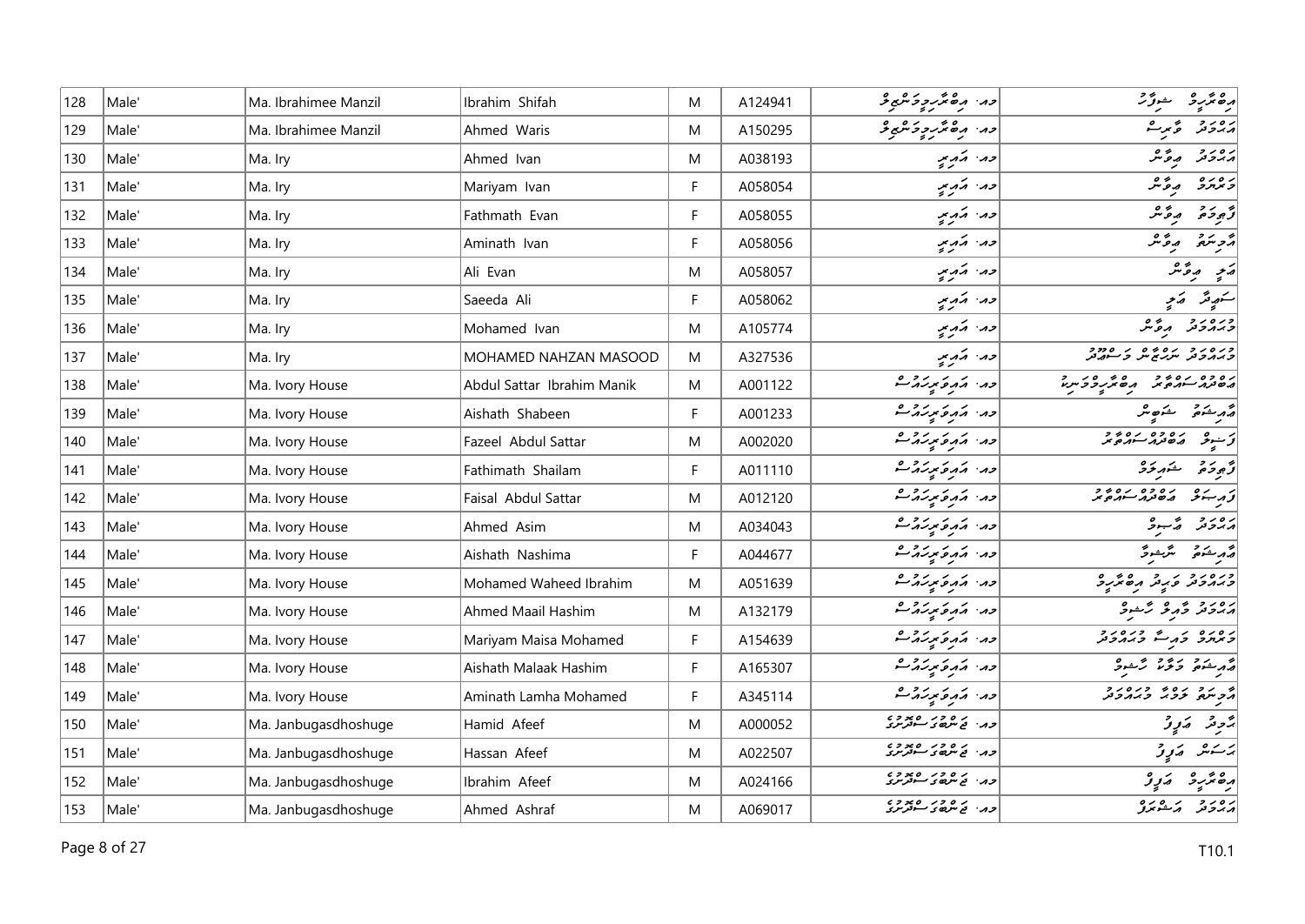| 128 | Male' | Ma. Ibrahimee Manzil | Ibrahim Shifah | M | A124941 | މއ. އިބްރާހިމީމަންޒިލް | އިބްރާހިމް ޝިފާހް |
|---|---|---|---|---|---|---|---|
| 129 | Male' | Ma. Ibrahimee Manzil | Ahmed Waris | M | A150295 | މއ. އިބްރާހިމީމަންޒިލް | އަޙްމަދު ވާރިސް |
| 130 | Male' | Ma. Iry | Ahmed Ivan | M | A038193 | މއ. އައިރީ | އަޙްމަދު އިވާން |
| 131 | Male' | Ma. Iry | Mariyam Ivan | F | A058054 | މއ. އައިރީ | މަރިޔަމް އިވާން |
| 132 | Male' | Ma. Iry | Fathmath Evan | F | A058055 | މއ. އައިރީ | ފާތިމަތު އިވާން |
| 133 | Male' | Ma. Iry | Aminath Ivan | F | A058056 | މއ. އައިރީ | އާމިނަތު އިވާން |
| 134 | Male' | Ma. Iry | Ali Evan | M | A058057 | މއ. އައިރީ | އަލި އިވާން |
| 135 | Male' | Ma. Iry | Saeeda Ali | F | A058062 | މއ. އައިރީ | ސައީދާ އަލި |
| 136 | Male' | Ma. Iry | Mohamed Ivan | M | A105774 | މއ. އައިރީ | މުޙައްމަދު އިވާން |
| 137 | Male' | Ma. Iry | MOHAMED NAHZAN MASOOD | M | A327536 | މއ. އައިރީ | މުޙައްމަދު ނަހްޒާން މަސްޢޫދު |
| 138 | Male' | Ma. Ivory House | Abdul Sattar Ibrahim Manik | M | A001122 | މއ. އައިވަރީހައުސް | އަބްދުލްސައްތާރު އިބްރާހިމްމަނިކު |
| 139 | Male' | Ma. Ivory House | Aishath Shabeen | F | A001233 | މއ. އައިވަރީހައުސް | އާއިޝަތު ޝަބީން |
| 140 | Male' | Ma. Ivory House | Fazeel Abdul Sattar | M | A002020 | މއ. އައިވަރީހައުސް | ފަޟީލް އަބްދުލްސައްތާރު |
| 141 | Male' | Ma. Ivory House | Fathimath Shailam | F | A011110 | މއ. އައިވަރީހައުސް | ފާތިމަތު ޝައިލަމް |
| 142 | Male' | Ma. Ivory House | Faisal Abdul Sattar | M | A012120 | މއ. އައިވަރީހައުސް | ފައިސަލް އަބްދުލްސައްތާރު |
| 143 | Male' | Ma. Ivory House | Ahmed Asim | M | A034043 | މއ. އައިވަރީހައުސް | އަޙްމަދު އާސިމް |
| 144 | Male' | Ma. Ivory House | Aishath Nashima | F | A044677 | މއ. އައިވަރީހައުސް | އާއިޝަތު ނާޝިމާ |
| 145 | Male' | Ma. Ivory House | Mohamed Waheed Ibrahim | M | A051639 | މއ. އައިވަރީހައުސް | މުޙައްމަދު ވަޙީދު އިބްރާހިމް |
| 146 | Male' | Ma. Ivory House | Ahmed Maail Hashim | M | A132179 | މއ. އައިވަރީހައުސް | އަޙްމަދު މާއިލް ހާޝިމް |
| 147 | Male' | Ma. Ivory House | Mariyam Maisa Mohamed | F | A154639 | މއ. އައިވަރީހައުސް | މަރިޔަމް މައިސާ މުޙައްމަދު |
| 148 | Male' | Ma. Ivory House | Aishath Malaak Hashim | F | A165307 | މއ. އައިވަރީހައުސް | އާއިޝަތު މަލާކު ހާޝިމް |
| 149 | Male' | Ma. Ivory House | Aminath Lamha Mohamed | F | A345114 | މއ. އައިވަރީހައުސް | އާމިނަތު ލަމްޙާ މުޙައްމަދު |
| 150 | Male' | Ma. Janbugasdhoshuge | Hamid Afeef | M | A000052 | މއ. ޖަންބުގަސްދޮށުގެ | ޙާމިދު އަފީފު |
| 151 | Male' | Ma. Janbugasdhoshuge | Hassan Afeef | M | A022507 | މއ. ޖަންބުގަސްދޮށުގެ | ޙަސަން އަފީފު |
| 152 | Male' | Ma. Janbugasdhoshuge | Ibrahim Afeef | M | A024166 | މއ. ޖަންބުގަސްދޮށުގެ | އިބްރާހިމް އަފީފު |
| 153 | Male' | Ma. Janbugasdhoshuge | Ahmed Ashraf | M | A069017 | މއ. ޖަންބުގަސްދޮށުގެ | އަޙްމަދު އަޝްރަފް |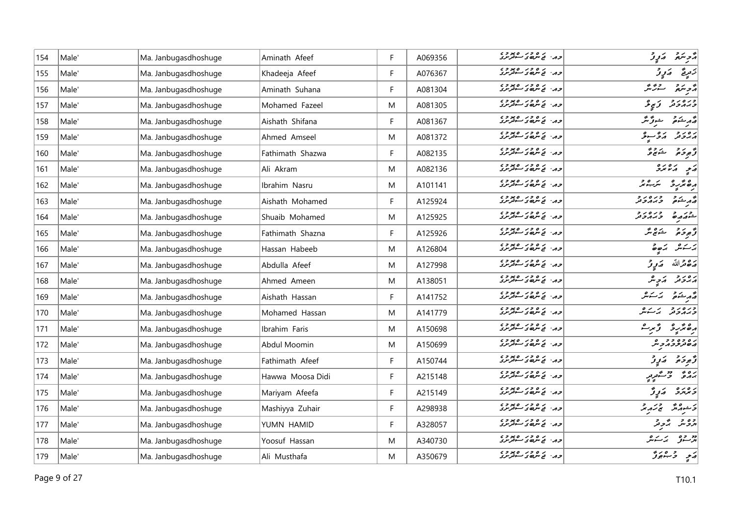| 154 | Male' | Ma. Janbugasdhoshuge | Aminath Afeef | F | A069356 | މއ. ޖަންބުގަސްދޮށުގެ | އާމިނަތު އަފީފު |
|---|---|---|---|---|---|---|---|
| 155 | Male' | Ma. Janbugasdhoshuge | Khadeeja Afeef | F | A076367 | މއ. ޖަންބުގަސްދޮށުގެ | ޚަދީޖާ އަފީފު |
| 156 | Male' | Ma. Janbugasdhoshuge | Aminath Suhana | F | A081304 | މއ. ޖަންބުގަސްދޮށުގެ | އާމިނަތު ސުހާނާ |
| 157 | Male' | Ma. Janbugasdhoshuge | Mohamed Fazeel | M | A081305 | މއ. ޖަންބުގަސްދޮށުގެ | މުޙައްމަދު ފަޟީލް |
| 158 | Male' | Ma. Janbugasdhoshuge | Aishath Shifana | F | A081367 | މއ. ޖަންބުގަސްދޮށުގެ | އާއިޝަތު ޝިފާނާ |
| 159 | Male' | Ma. Janbugasdhoshuge | Ahmed Amseel | M | A081372 | މއ. ޖަންބުގަސްދޮށުގެ | އަޙްމަދު އަމްސީލް |
| 160 | Male' | Ma. Janbugasdhoshuge | Fathimath Shazwa | F | A082135 | މއ. ޖަންބުގަސްދޮށުގެ | ފާތިމަތު ޝަޒްވާ |
| 161 | Male' | Ma. Janbugasdhoshuge | Ali Akram | M | A082136 | މއ. ޖަންބުގަސްދޮށުގެ | އަލި އަކްރަމް |
| 162 | Male' | Ma. Janbugasdhoshuge | Ibrahim Nasru | M | A101141 | މއ. ޖަންބުގަސްދޮށުގެ | އިބްރާހީމް ނަސްރު |
| 163 | Male' | Ma. Janbugasdhoshuge | Aishath Mohamed | F | A125924 | މއ. ޖަންބުގަސްދޮށުގެ | އާއިޝަތު މުޙައްމަދު |
| 164 | Male' | Ma. Janbugasdhoshuge | Shuaib Mohamed | M | A125925 | މއ. ޖަންބުގަސްދޮށުގެ | ޝުޢައިބު މުޙައްމަދު |
| 165 | Male' | Ma. Janbugasdhoshuge | Fathimath Shazna | F | A125926 | މއ. ޖަންބުގަސްދޮށުގެ | ފާތިމަތު ޝަޒްނާ |
| 166 | Male' | Ma. Janbugasdhoshuge | Hassan Habeeb | M | A126804 | މއ. ޖަންބުގަސްދޮށުގެ | ޙަސަން ޙަބީބު |
| 167 | Male' | Ma. Janbugasdhoshuge | Abdulla Afeef | M | A127998 | މއ. ޖަންބުގަސްދޮށުގެ | އަބްދުﷲ އަފީފު |
| 168 | Male' | Ma. Janbugasdhoshuge | Ahmed Ameen | M | A138051 | މއ. ޖަންބުގަސްދޮށުގެ | އަޙްމަދު އަމީން |
| 169 | Male' | Ma. Janbugasdhoshuge | Aishath Hassan | F | A141752 | މއ. ޖަންބުގަސްދޮށުގެ | އާއިޝަތު ޙަސަން |
| 170 | Male' | Ma. Janbugasdhoshuge | Mohamed Hassan | M | A141779 | މއ. ޖަންބުގަސްދޮށުގެ | މުޙައްމަދު ޙަސަން |
| 171 | Male' | Ma. Janbugasdhoshuge | Ibrahim Faris | M | A150698 | މއ. ޖަންބުގަސްދޮށުގެ | އިބްރާހީމް ފާރިސް |
| 172 | Male' | Ma. Janbugasdhoshuge | Abdul Moomin | M | A150699 | މއ. ޖަންބުގަސްދޮށުގެ | އަބްދުލްމުއުމިން |
| 173 | Male' | Ma. Janbugasdhoshuge | Fathimath Afeef | F | A150744 | މއ. ޖަންބުގަސްދޮށުގެ | ފާތިމަތު އަފީފު |
| 174 | Male' | Ma. Janbugasdhoshuge | Hawwa Moosa Didi | F | A215148 | މއ. ޖަންބުގަސްދޮށުގެ | ޙައްވާ މޫސާދީދީ |
| 175 | Male' | Ma. Janbugasdhoshuge | Mariyam Afeefa | F | A215149 | މއ. ޖަންބުގަސްދޮށުގެ | މަރިޔަމް އަފީފާ |
| 176 | Male' | Ma. Janbugasdhoshuge | Mashiyya Zuhair | F | A298938 | މއ. ޖަންބުގަސްދޮށުގެ | މަޝިއްޔާ ޒުހައިރު |
| 177 | Male' | Ma. Janbugasdhoshuge | YUMN HAMID | F | A328057 | މއ. ޖަންބުގަސްދޮށުގެ | ޔުމްން ޙާމިދު |
| 178 | Male' | Ma. Janbugasdhoshuge | Yoosuf Hassan | M | A340730 | މއ. ޖަންބުގަސްދޮށުގެ | ޔޫސުފް ޙަސަން |
| 179 | Male' | Ma. Janbugasdhoshuge | Ali Musthafa | M | A350679 | މއ. ޖަންބުގަސްދޮށުގެ | އަލި މުސްތަފާ |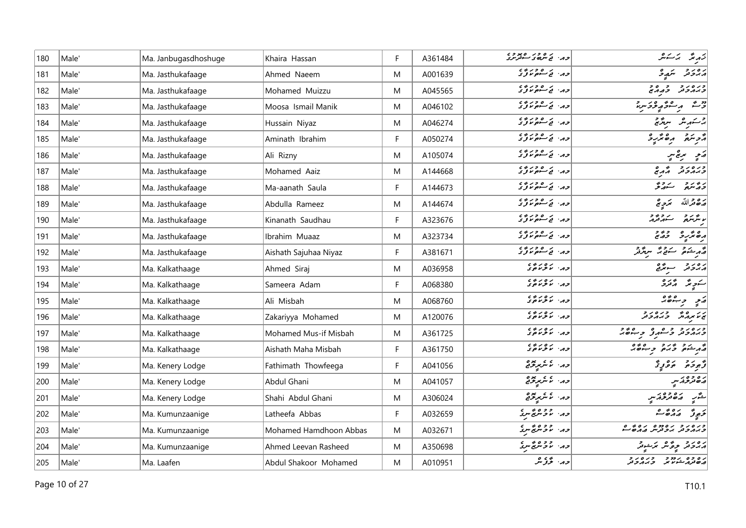| 180 | Male' | Ma. Janbugasdhoshuge | Khaira Hassan | F | A361484 | މއ. ޖަންބުގަސްދޯށުގެ | ހައިރާ ޙަސަން |
|---|---|---|---|---|---|---|---|
| 181 | Male' | Ma. Jasthukafaage | Ahmed Naeem | M | A001639 | މއ. ޖަސްތުކަފާގެ | އަޙްމަދު ނައީމް |
| 182 | Male' | Ma. Jasthukafaage | Mohamed Muizzu | M | A045565 | މއ. ޖަސްތުކަފާގެ | މުޙައްމަދު މުޢިއްޒު |
| 183 | Male' | Ma. Jasthukafaage | Moosa Ismail Manik | M | A046102 | މއ. ޖަސްތުކަފާގެ | މޫސާ އިސްމާޢީލުމަނިކު |
| 184 | Male' | Ma. Jasthukafaage | Hussain Niyaz | M | A046274 | މއ. ޖަސްތުކަފާގެ | ޙުސައިން ނިޔާޒު |
| 185 | Male' | Ma. Jasthukafaage | Aminath Ibrahim | F | A050274 | މއ. ޖަސްތުކަފާގެ | އާމިނަތު އިބްރާހީމް |
| 186 | Male' | Ma. Jasthukafaage | Ali Rizny | M | A105074 | މއ. ޖަސްތުކަފާގެ | ޢަލީ ރިޒްނީ |
| 187 | Male' | Ma. Jasthukafaage | Mohamed Aaiz | M | A144668 | މއ. ޖަސްތުކަފާގެ | މުޙައްމަދު އާއިޒު |
| 188 | Male' | Ma. Jasthukafaage | Ma-aanath Saula | F | A144673 | މއ. ޖަސްތުކަފާގެ | މައާނަތު ސައުލާ |
| 189 | Male' | Ma. Jasthukafaage | Abdulla Rameez | M | A144674 | މއ. ޖަސްތުކަފާގެ | ޢަބްދުﷲ ރަމީޒު |
| 190 | Male' | Ma. Jasthukafaage | Kinanath Saudhau | F | A323676 | މއ. ޖަސްތުކަފާގެ | ކިނާނަތު ސައުދައު |
| 191 | Male' | Ma. Jasthukafaage | Ibrahim Muaaz | M | A323734 | މއ. ޖަސްތުކަފާގެ | އިބްރާހީމް މުޢާޒު |
| 192 | Male' | Ma. Jasthukafaage | Aishath Sajuhaa Niyaz | F | A381671 | މއ. ޖަސްތުކަފާގެ | އާއިޝަތު ސަޖުހާ ނިޔާޒު |
| 193 | Male' | Ma. Kalkathaage | Ahmed Siraj | M | A036958 | މއ. ކަލްކަތާގެ | އަޙްމަދު ސިރާޖު |
| 194 | Male' | Ma. Kalkathaage | Sameera Adam | F | A068380 | މއ. ކަލްކަތާގެ | ސަމީރާ އާދަމް |
| 195 | Male' | Ma. Kalkathaage | Ali Misbah | M | A068760 | މއ. ކަލްކަތާގެ | ޢަލީ މިސްބާހު |
| 196 | Male' | Ma. Kalkathaage | Zakariyya Mohamed | M | A120076 | މއ. ކަލްކަތާގެ | ޒަކަރިއްޔާ މުޙައްމަދު |
| 197 | Male' | Ma. Kalkathaage | Mohamed Mus-if Misbah | M | A361725 | މއ. ކަލްކަތާގެ | މުޙައްމަދު މުސްޢިފު މިސްބާހު |
| 198 | Male' | Ma. Kalkathaage | Aishath Maha Misbah | F | A361750 | މއ. ކަލްކަތާގެ | އާއިޝަތު މަހާ މިސްބާހު |
| 199 | Male' | Ma. Kenery Lodge | Fathimath Thowfeega | F | A041056 | މއ. ކެނެރީލޮޖް | ފާތިމަތު ތައުފީޤާ |
| 200 | Male' | Ma. Kenery Lodge | Abdul Ghani | M | A041057 | މއ. ކެނެރީލޮޖް | އަބްދުލްޣަނީ |
| 201 | Male' | Ma. Kenery Lodge | Shahi Abdul Ghani | M | A306024 | މއ. ކެނެރީލޮޖް | ޝާހީ އަބްދުލްޣަނީ |
| 202 | Male' | Ma. Kumunzaanige | Latheefa Abbas | F | A032659 | މއ. ކުމުންޒާނިގެ | ލަޠީފާ އައްބާސް |
| 203 | Male' | Ma. Kumunzaanige | Mohamed Hamdhoon Abbas | M | A032671 | މއ. ކުމުންޒާނިގެ | މުޙައްމަދު ހަމްދޫން އައްބާސް |
| 204 | Male' | Ma. Kumunzaanige | Ahmed Leevan Rasheed | M | A350698 | މއ. ކުމުންޒާނިގެ | އަޙްމަދު ލީވާން ރަޝީދު |
| 205 | Male' | Ma. Laafen | Abdul Shakoor Mohamed | M | A010951 | މއ. ލާފެން | އަބްދުއްޝަކޫރު މުޙައްމަދު |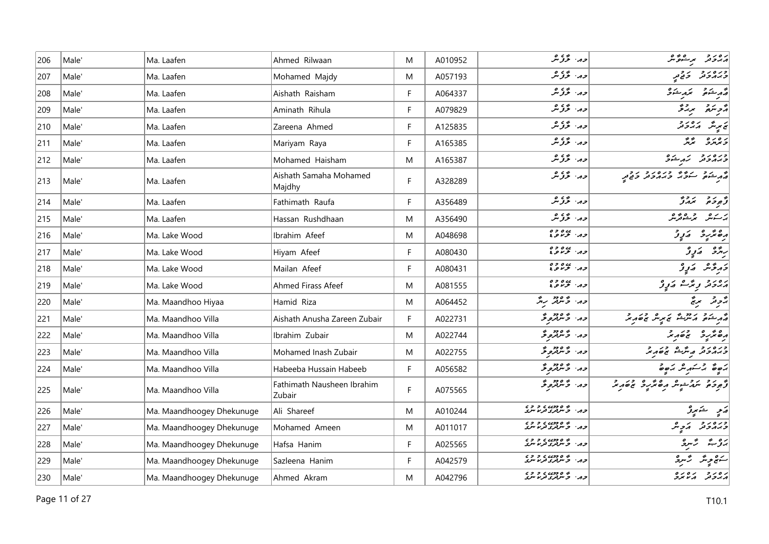| 206 | Male' | Ma. Laafen | Ahmed Rilwaan | M | A010952 | މއ. ލާފެން | އަޙްމަދު ރިލްވާން |
|---|---|---|---|---|---|---|---|
| 207 | Male' | Ma. Laafen | Mohamed Majdy | M | A057193 | މއ. ލާފެން | މުޙައްމަދު މަޖްދީ |
| 208 | Male' | Ma. Laafen | Aishath Raisham | F | A064337 | މއ. ލާފެން | އާއިޝަތު ރައިޝަމް |
| 209 | Male' | Ma. Laafen | Aminath Rihula | F | A079829 | މއ. ލާފެން | އާމިނަތު ރިހުލާ |
| 210 | Male' | Ma. Laafen | Zareena Ahmed | F | A125835 | މއ. ލާފެން | ޒަރީނާ އަޙްމަދު |
| 211 | Male' | Ma. Laafen | Mariyam Raya | F | A165385 | މއ. ލާފެން | މަރިޔަމް ރާޔާ |
| 212 | Male' | Ma. Laafen | Mohamed Haisham | M | A165387 | މއ. ލާފެން | މުޙައްމަދު ހައިޝަމް |
| 213 | Male' | Ma. Laafen | Aishath Samaha Mohamed Majdhy | F | A328289 | މއ. ލާފެން | އާއިޝަތު ސަމާހާ މުޙައްމަދު މަޖްދީ |
| 214 | Male' | Ma. Laafen | Fathimath Raufa | F | A356489 | މއ. ލާފެން | ފާތިމަތު ރައުފާ |
| 215 | Male' | Ma. Laafen | Hassan Rushdhaan | M | A356490 | މއ. ލާފެން | ޙަސަން ރުޝްދާން |
| 216 | Male' | Ma. Lake Wood | Ibrahim Afeef | M | A048698 | މއ. ލޭކްވުޑް | އިބްރާހީމް އަފީފު |
| 217 | Male' | Ma. Lake Wood | Hiyam Afeef | F | A080430 | މއ. ލޭކްވުޑް | ހިޔާމް އަފީފު |
| 218 | Male' | Ma. Lake Wood | Mailan Afeef | F | A080431 | މއ. ލޭކްވުޑް | މައިލާން އަފީފު |
| 219 | Male' | Ma. Lake Wood | Ahmed Firass Afeef | M | A081555 | މއ. ލޭކްވުޑް | އަޙްމަދު ފިރާސް އަފީފު |
| 220 | Male' | Ma. Maandhoo Hiyaa | Hamid Riza | M | A064452 | މއ. މާނދޫ ހިޔާ | ހާމިދު ރިޟާ |
| 221 | Male' | Ma. Maandhoo Villa | Aishath Anusha Zareen Zubair | F | A022731 | މއ. މާނދޫވިލާ | އާއިޝަތު އަނޫޝާ ޒަރީން ޒުބައިރު |
| 222 | Male' | Ma. Maandhoo Villa | Ibrahim Zubair | M | A022744 | މއ. މާނދޫވިލާ | އިބްރާހީމް ޒުބައިރު |
| 223 | Male' | Ma. Maandhoo Villa | Mohamed Inash Zubair | M | A022755 | މއ. މާނދޫވިލާ | މުޙައްމަދު އިނާޝް ޒުބައިރު |
| 224 | Male' | Ma. Maandhoo Villa | Habeeba Hussain Habeeb | F | A056582 | މއ. މާނދޫވިލާ | ހަބީބާ ޙުސައިން ހަބީބު |
| 225 | Male' | Ma. Maandhoo Villa | Fathimath Nausheen Ibrahim Zubair | F | A075565 | މއ. މާނދޫވިލާ | ފާތިމަތު ނައުޝީން އިބްރާހީމް ޒުބައިރު |
| 226 | Male' | Ma. Maandhoogey Dhekunuge | Ali Shareef | M | A010244 | މއ. މާނދޫގޭ ދެކުނުގެ | އަލީ ޝަރީފު |
| 227 | Male' | Ma. Maandhoogey Dhekunuge | Mohamed Ameen | M | A011017 | މއ. މާނދޫގޭ ދެކުނުގެ | މުޙައްމަދު އަމީން |
| 228 | Male' | Ma. Maandhoogey Dhekunuge | Hafsa Hanim | F | A025565 | މއ. މާނދޫގޭ ދެކުނުގެ | ހަފްސާ ހާނިމް |
| 229 | Male' | Ma. Maandhoogey Dhekunuge | Sazleena Hanim | F | A042579 | މއ. މާނދޫގޭ ދެކުނުގެ | ސަޒްލީނާ ހާނިމް |
| 230 | Male' | Ma. Maandhoogey Dhekunuge | Ahmed Akram | M | A042796 | މއ. މާނދޫގޭ ދެކުނުގެ | އަޙްމަދު އަކްރަމް |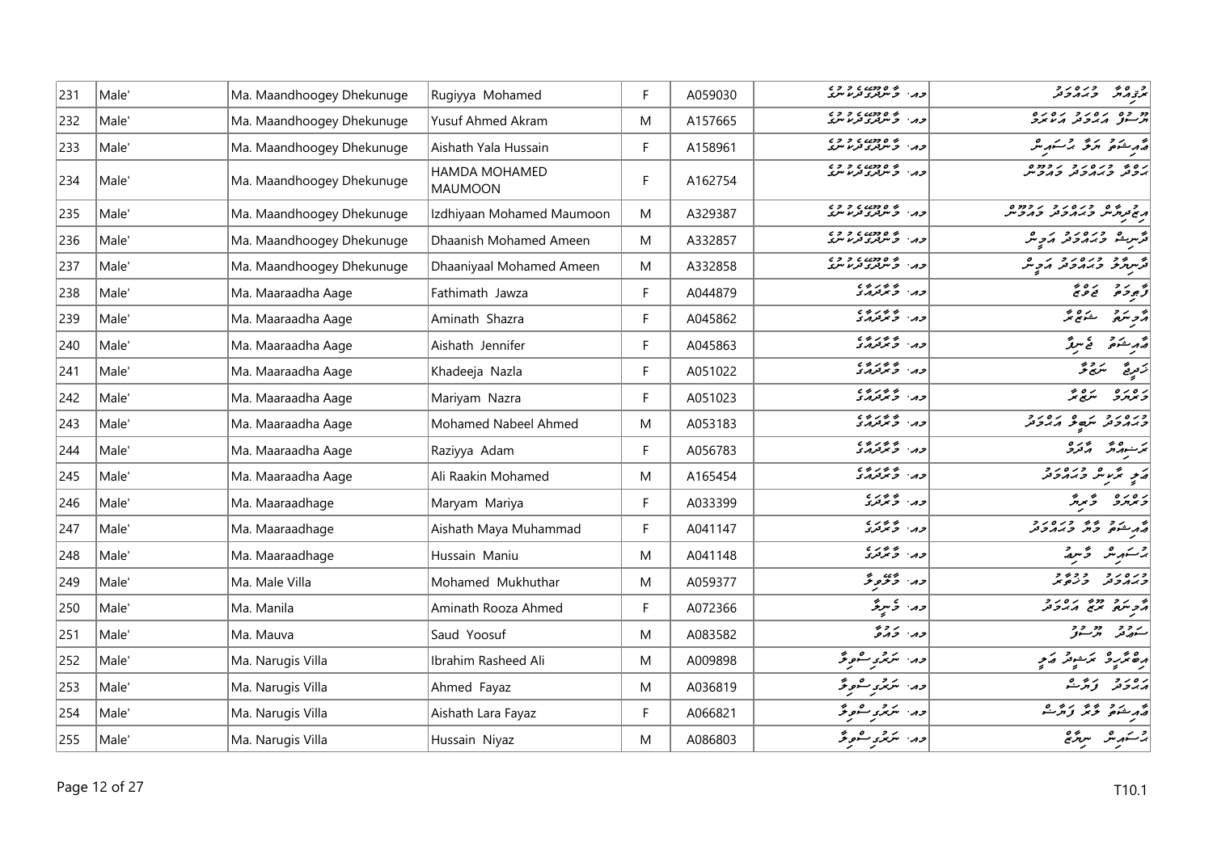| 231 | Male' | Ma. Maandhoogey Dhekunuge | Rugiyya Mohamed | F | A059030 | މއ. މާންދޫގޭ ދެކުނުގެ | ރުގިއްޔާ މުޙައްމަދު |
|---|---|---|---|---|---|---|---|
| 232 | Male' | Ma. Maandhoogey Dhekunuge | Yusuf Ahmed Akram | M | A157665 | މއ. މާންދޫގޭ ދެކުނުގެ | ޔޫސުފް އަޙްމަދު އަކްރަމް |
| 233 | Male' | Ma. Maandhoogey Dhekunuge | Aishath Yala Hussain | F | A158961 | މއ. މާންދޫގޭ ދެކުނުގެ | އައިޝަތު ޔަލާ ހުސައިން |
| 234 | Male' | Ma. Maandhoogey Dhekunuge | HAMDA MOHAMED MAUMOON | F | A162754 | މއ. މާންދޫގޭ ދެކުނުގެ | ހަމްދާ މުޙައްމަދު މައުމޫން |
| 235 | Male' | Ma. Maandhoogey Dhekunuge | Izdhiyaan Mohamed Maumoon | M | A329387 | މއ. މާންދޫގޭ ދެކުނުގެ | އިޒްދިޔާން މުޙައްމަދު މައުމޫން |
| 236 | Male' | Ma. Maandhoogey Dhekunuge | Dhaanish Mohamed Ameen | M | A332857 | މއ. މާންދޫގޭ ދެކުނުގެ | ދާނިޝް މުޙައްމަދު އަމީން |
| 237 | Male' | Ma. Maandhoogey Dhekunuge | Dhaaniyaal Mohamed Ameen | M | A332858 | މއ. މާންދޫގޭ ދެކުނުގެ | ދާނިޔާލް މުޙައްމަދު އަމީން |
| 238 | Male' | Ma. Maaraadha Aage | Fathimath Jawza | F | A044879 | މއ. މާރާދައާގެ | ފާތިމަތު ޖައުޒާ |
| 239 | Male' | Ma. Maaraadha Aage | Aminath Shazra | F | A045862 | މއ. މާރާދައާގެ | އާމިނަތު ޝަޒްރާ |
| 240 | Male' | Ma. Maaraadha Aage | Aishath Jennifer | F | A045863 | މއ. މާރާދައާގެ | އައިޝަތު ޖެނީފާ |
| 241 | Male' | Ma. Maaraadha Aage | Khadeeja Nazla | F | A051022 | މއ. މާރާދައާގެ | ޚަދީޖާ ނަޒްލާ |
| 242 | Male' | Ma. Maaraadha Aage | Mariyam Nazra | F | A051023 | މއ. މާރާދައާގެ | މަރިޔަމް ނަޒްރާ |
| 243 | Male' | Ma. Maaraadha Aage | Mohamed Nabeel Ahmed | M | A053183 | މއ. މާރާދައާގެ | މުޙައްމަދު ނަބީލް އަޙްމަދު |
| 244 | Male' | Ma. Maaraadha Aage | Raziyya Adam | F | A056783 | މއ. މާރާދައާގެ | ރަޟިއްޔާ އާދަމް |
| 245 | Male' | Ma. Maaraadha Aage | Ali Raakin Mohamed | M | A165454 | މއ. މާރާދައާގެ | އަލި ރާކިން މުޙައްމަދު |
| 246 | Male' | Ma. Maaraadhage | Maryam Mariya | F | A033399 | މއ. މާރާދަގެ | މަރިޔަމް މާރިޔާ |
| 247 | Male' | Ma. Maaraadhage | Aishath Maya Muhammad | F | A041147 | މއ. މާރާދަގެ | އައިޝަތު މާޔާ މުޙައްމަދު |
| 248 | Male' | Ma. Maaraadhage | Hussain Maniu | M | A041148 | މއ. މާރާދަގެ | ހުސައިން މާނިއު |
| 249 | Male' | Ma. Male Villa | Mohamed Mukhuthar | M | A059377 | މއ. މާލޭވިލާ | މުޙައްމަދު މުޚުތާރު |
| 250 | Male' | Ma. Manila | Aminath Rooza Ahmed | F | A072366 | މއ. މަނިލާ | އާމިނަތު ރޫޒާ އަޙްމަދު |
| 251 | Male' | Ma. Mauva | Saud Yoosuf | M | A083582 | މއ. މައުވާ | ސައުދު ޔޫސުފު |
| 252 | Male' | Ma. Narugis Villa | Ibrahim Rasheed Ali | M | A009898 | މއ. ނަރުގިސްވިލާ | އިބްރާހީމް ރަޝީދު އަލި |
| 253 | Male' | Ma. Narugis Villa | Ahmed Fayaz | M | A036819 | މއ. ނަރުގިސްވިލާ | އަޙްމަދު ފައްޔާޒް |
| 254 | Male' | Ma. Narugis Villa | Aishath Lara Fayaz | F | A066821 | މއ. ނަރުގިސްވިލާ | އައިޝަތު ލާރާ ފައްޔާޒް |
| 255 | Male' | Ma. Narugis Villa | Hussain Niyaz | M | A086803 | މއ. ނަރުގިސްވިލާ | ހުސައިން ނިޔާޒް |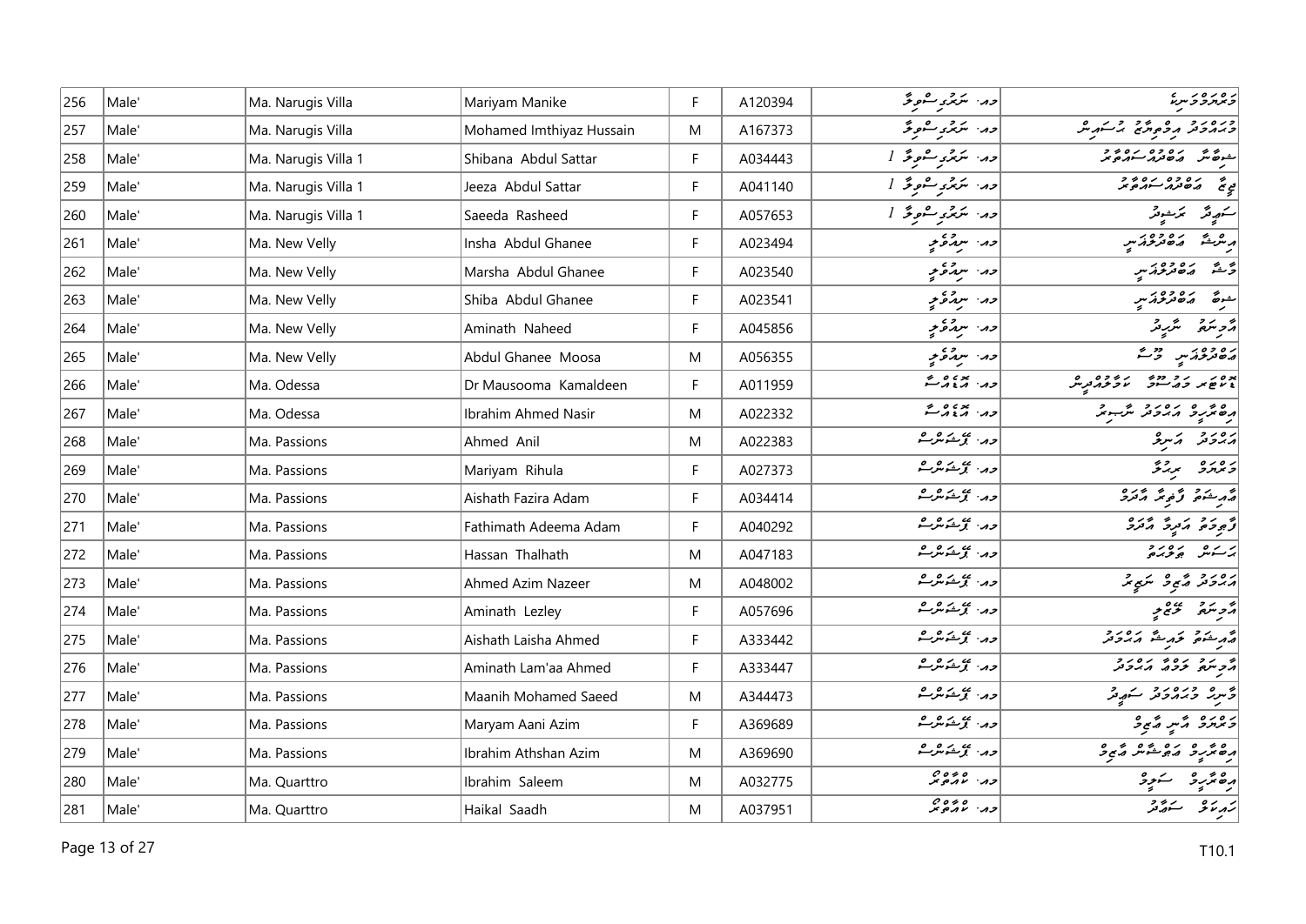| 256 | Male' | Ma. Narugis Villa | Mariyam Manike | F | A120394 | މއ. ނަރުގިސްވިލާ | މަރިޔަމްމަނިކެ |
|---|---|---|---|---|---|---|---|
| 257 | Male' | Ma. Narugis Villa | Mohamed Imthiyaz Hussain | M | A167373 | މއ. ނަރުގިސްވިލާ | މުހައްމަދު އިމްތިޔާޒު ހުސައިން |
| 258 | Male' | Ma. Narugis Villa 1 | Shibana Abdul Sattar | F | A034443 | މއ. ނަރުގިސްވިލާ 1 | ޝިބާނާ އަބްދުއްސައްތާރު |
| 259 | Male' | Ma. Narugis Villa 1 | Jeeza Abdul Sattar | F | A041140 | މއ. ނަރުގިސްވިލާ 1 | ޖީޒާ އަބްދުއްސައްތާރު |
| 260 | Male' | Ma. Narugis Villa 1 | Saeeda Rasheed | F | A057653 | މއ. ނަރުގިސްވިލާ 1 | ސަޢީދާ ރަޝީދު |
| 261 | Male' | Ma. New Velly | Insha Abdul Ghanee | F | A023494 | މއ. ނިއުވެލީ | އިންޝާ އަބްދުލްޣަނީ |
| 262 | Male' | Ma. New Velly | Marsha Abdul Ghanee | F | A023540 | މއ. ނިއުވެލީ | މާޝާ އަބްދުލްޣަނީ |
| 263 | Male' | Ma. New Velly | Shiba Abdul Ghanee | F | A023541 | މއ. ނިއުވެލީ | ޝިބާ އަބްދުލްޣަނީ |
| 264 | Male' | Ma. New Velly | Aminath Naheed | F | A045856 | މއ. ނިއުވެލީ | އާމިނަތު ނާހިދު |
| 265 | Male' | Ma. New Velly | Abdul Ghanee Moosa | M | A056355 | މއ. ނިއުވެލީ | އަބްދުލްޣަނީ މޫސާ |
| 266 | Male' | Ma. Odessa | Dr Mausooma Kamaldeen | F | A011959 | މއ. އޯޑެސާ | ޑރ މައުޞޫމާ ކަމާލުއްދީން |
| 267 | Male' | Ma. Odessa | Ibrahim Ahmed Nasir | M | A022332 | މއ. އޯޑެސާ | އިބްރާހިމް އަހްމަދު ނާސިރު |
| 268 | Male' | Ma. Passions | Ahmed Anil | M | A022383 | މއ. ޕޭޝަންސް | އަހްމަދު އަނިލް |
| 269 | Male' | Ma. Passions | Mariyam Rihula | F | A027373 | މއ. ޕޭޝަންސް | މަރިޔަމް ރިހުލާ |
| 270 | Male' | Ma. Passions | Aishath Fazira Adam | F | A034414 | މއ. ޕޭޝަންސް | އައިޝަތު ފާޒިރާ އާދަމް |
| 271 | Male' | Ma. Passions | Fathimath Adeema Adam | F | A040292 | މއ. ޕޭޝަންސް | ފާތިމަތު އަދީމާ އާދަމް |
| 272 | Male' | Ma. Passions | Hassan Thalhath | M | A047183 | މއ. ޕޭޝަންސް | ހަސަން ތަލްހަތު |
| 273 | Male' | Ma. Passions | Ahmed Azim Nazeer | M | A048002 | މއ. ޕޭޝަންސް | އަހްމަދު އާޒިމް ނަޒީރު |
| 274 | Male' | Ma. Passions | Aminath Lezley | F | A057696 | މއ. ޕޭޝަންސް | އާމިނަތު ލެޒްލީ |
| 275 | Male' | Ma. Passions | Aishath Laisha Ahmed | F | A333442 | މއ. ޕޭޝަންސް | އައިޝަތު ލައިޝާ އަހްމަދު |
| 276 | Male' | Ma. Passions | Aminath Lam'aa Ahmed | F | A333447 | މއ. ޕޭޝަންސް | އާމިނަތު ލަމްޢާ އަހްމަދު |
| 277 | Male' | Ma. Passions | Maanih Mohamed Saeed | M | A344473 | މއ. ޕޭޝަންސް | މާނިހް މުހައްމަދު ސަޢީދު |
| 278 | Male' | Ma. Passions | Maryam Aani Azim | F | A369689 | މއ. ޕޭޝަންސް | މަރްޔަމް އާނި އާޒިމް |
| 279 | Male' | Ma. Passions | Ibrahim Athshan Azim | M | A369690 | މއ. ޕޭޝަންސް | އިބްރާހިމް އަތްޝާން އާޒިމް |
| 280 | Male' | Ma. Quarttro | Ibrahim Saleem | M | A032775 | މއ. ކުއާޓްރޯ | އިބްރާހިމް ސަލީމް |
| 281 | Male' | Ma. Quarttro | Haikal Saadh | M | A037951 | މއ. ކުއާޓްރޯ | ހައިކަލް ސަޢުދު |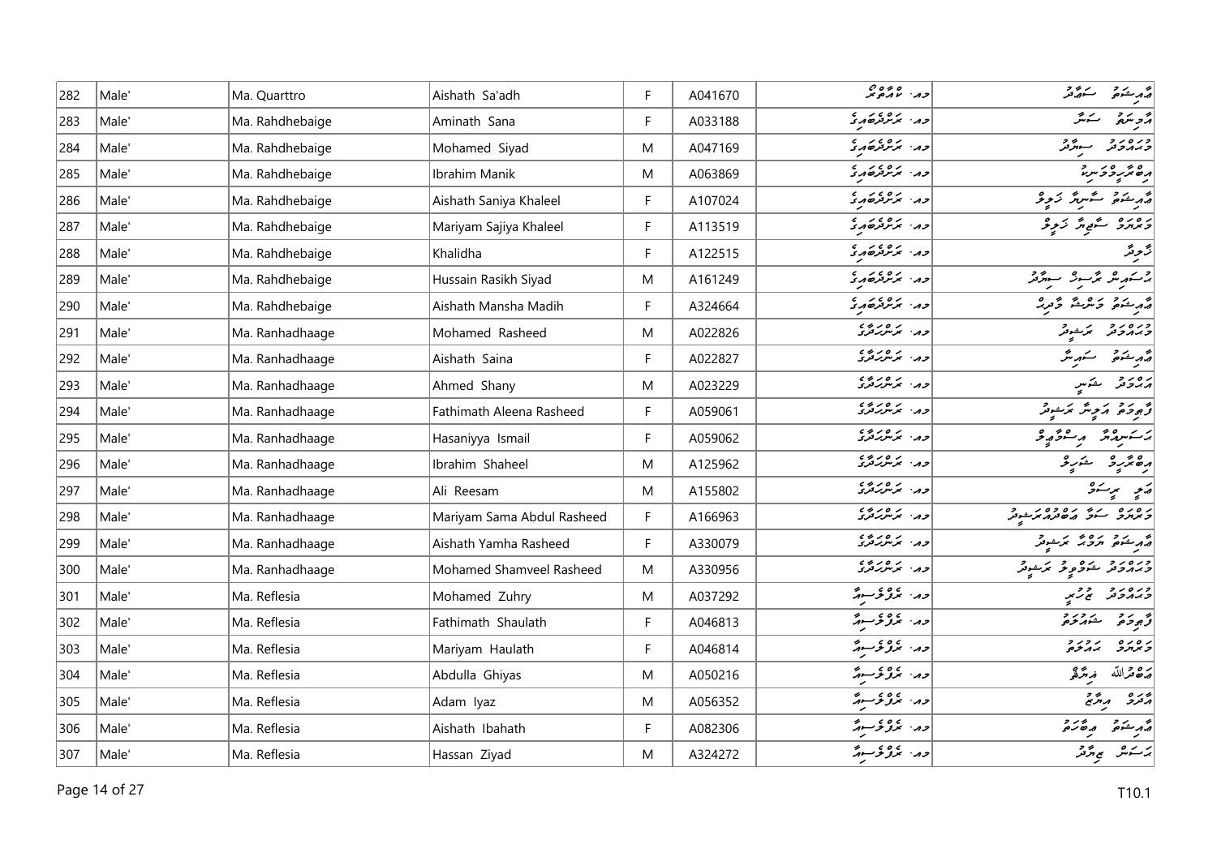| 282 | Male' | Ma. Quarttro | Aishath Sa'adh | F | A041670 | މއ. ކުއަރޓްރޯ | އައިޝަތު ސަޢަދު |
|---|---|---|---|---|---|---|---|
| 283 | Male' | Ma. Rahdhebaige | Aminath Sana | F | A033188 | މއ. ރަހްދެބައިގެ | އާމިނަތު ސަނާ |
| 284 | Male' | Ma. Rahdhebaige | Mohamed Siyad | M | A047169 | މއ. ރަހްދެބައިގެ | މުހައްމަދު ސިޔާދު |
| 285 | Male' | Ma. Rahdhebaige | Ibrahim Manik | M | A063869 | މއ. ރަހްދެބައިގެ | އިބްރާހީމްމަނިކު |
| 286 | Male' | Ma. Rahdhebaige | Aishath Saniya Khaleel | F | A107024 | މއ. ރަހްދެބައިގެ | އައިޝަތު ސާނިޔާ ޚަލީލު |
| 287 | Male' | Ma. Rahdhebaige | Mariyam Sajiya Khaleel | F | A113519 | މއ. ރަހްދެބައިގެ | މަރިޔަމް ސާޖިޔާ ޚަލީލު |
| 288 | Male' | Ma. Rahdhebaige | Khalidha | F | A122515 | މއ. ރަހްދެބައިގެ | ޚާލިދާ |
| 289 | Male' | Ma. Rahdhebaige | Hussain Rasikh Siyad | M | A161249 | މއ. ރަހްދެބައިގެ | ހުސައިން ރާސިޚު ސިޔާދު |
| 290 | Male' | Ma. Rahdhebaige | Aishath Mansha Madih | F | A324664 | މއ. ރަހްދެބައިގެ | އައިޝަތު މަންޝާ މާދިހް |
| 291 | Male' | Ma. Ranhadhaage | Mohamed Rasheed | M | A022826 | މއ. ރަންހަދާގެ | މުހައްމަދު ރަޝީދު |
| 292 | Male' | Ma. Ranhadhaage | Aishath Saina | F | A022827 | މއ. ރަންހަދާގެ | އައިޝަތު ސައިނާ |
| 293 | Male' | Ma. Ranhadhaage | Ahmed Shany | M | A023229 | މއ. ރަންހަދާގެ | އަހްމަދު ޝާނީ |
| 294 | Male' | Ma. Ranhadhaage | Fathimath Aleena Rasheed | F | A059061 | މއ. ރަންހަދާގެ | ފާތިމަތު އަލީނާ ރަޝީދު |
| 295 | Male' | Ma. Ranhadhaage | Hasaniyya Ismail | F | A059062 | މއ. ރަންހަދާގެ | ހަސަނިއްޔާ އިސްމާޢީލް |
| 296 | Male' | Ma. Ranhadhaage | Ibrahim Shaheel | M | A125962 | މއ. ރަންހަދާގެ | އިބްރާހީމް ޝަހީލް |
| 297 | Male' | Ma. Ranhadhaage | Ali Reesam | M | A155802 | މއ. ރަންހަދާގެ | އަލި ރީސަމް |
| 298 | Male' | Ma. Ranhadhaage | Mariyam Sama Abdul Rasheed | F | A166963 | މއ. ރަންހަދާގެ | މަރިޔަމް ސަމާ އަބްދުލްރަޝީދު |
| 299 | Male' | Ma. Ranhadhaage | Aishath Yamha Rasheed | F | A330079 | މއ. ރަންހަދާގެ | އައިޝަތު ޔަމްހާ ރަޝީދު |
| 300 | Male' | Ma. Ranhadhaage | Mohamed Shamveel Rasheed | M | A330956 | މއ. ރަންހަދާގެ | މުހައްމަދު ޝަމްވީލް ރަޝީދު |
| 301 | Male' | Ma. Reflesia | Mohamed Zuhry | M | A037292 | މއ. ރެފްލެސިއާ | މުހައްމަދު ޒުހްރީ |
| 302 | Male' | Ma. Reflesia | Fathimath Shaulath | F | A046813 | މއ. ރެފްލެސިއާ | ފާތިމަތު ޝައުލަތު |
| 303 | Male' | Ma. Reflesia | Mariyam Haulath | F | A046814 | މއ. ރެފްލެސިއާ | މަރިޔަމް ހައުލަތު |
| 304 | Male' | Ma. Reflesia | Abdulla Ghiyas | M | A050216 | މއ. ރެފްލެސިއާ | އަބްދުﷲ ޣިޔާޘް |
| 305 | Male' | Ma. Reflesia | Adam Iyaz | M | A056352 | މއ. ރެފްލެސިއާ | އާދަމް އިޔާޒު |
| 306 | Male' | Ma. Reflesia | Aishath Ibahath | F | A082306 | މއ. ރެފްލެސިއާ | އައިޝަތު އިބާހަތު |
| 307 | Male' | Ma. Reflesia | Hassan Ziyad | M | A324272 | މއ. ރެފްލެސިއާ | ހަސަން ޒިޔާދު |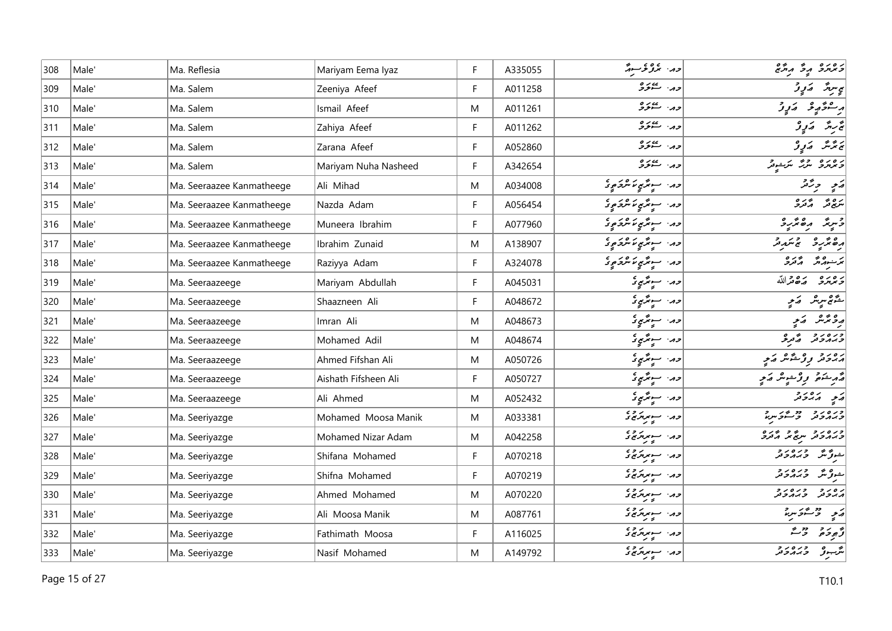| 308 | Male' | Ma. Reflesia | Mariyam Eema Iyaz | F | A335055 | މއ. ރެފްލެސިއާ | މަރިޔަމް އީމާ އިޔާޒް |
|---|---|---|---|---|---|---|---|
| 309 | Male' | Ma. Salem | Zeeniya Afeef | F | A011258 | މއ. ސާލަމް | ޒީނިޔާ އަފީފް |
| 310 | Male' | Ma. Salem | Ismail Afeef | M | A011261 | މއ. ސާލަމް | އިސްމާއީލް އަފީފް |
| 311 | Male' | Ma. Salem | Zahiya Afeef | F | A011262 | މއ. ސާލަމް | ޒާހިޔާ އަފީފް |
| 312 | Male' | Ma. Salem | Zarana Afeef | F | A052860 | މއ. ސާލަމް | ޒަރާނާ އަފީފް |
| 313 | Male' | Ma. Salem | Mariyam Nuha Nasheed | F | A342654 | މއ. ސާލަމް | މަރިޔަމް ނުހާ ނަޝީދު |
| 314 | Male' | Ma. Seeraazee Kanmatheege | Ali Mihad | M | A034008 | މއ. ސީރާޒީ ކަންމަތީގެ | އަލީ މިހާދު |
| 315 | Male' | Ma. Seeraazee Kanmatheege | Nazda Adam | F | A056454 | މއ. ސީރާޒީ ކަންމަތީގެ | ނަޒްދާ އާދަމް |
| 316 | Male' | Ma. Seeraazee Kanmatheege | Muneera Ibrahim | F | A077960 | މއ. ސީރާޒީ ކަންމަތީގެ | މުނީރާ އިބްރާހިމް |
| 317 | Male' | Ma. Seeraazee Kanmatheege | Ibrahim Zunaid | M | A138907 | މއ. ސީރާޒީ ކަންމަތީގެ | އިބްރާހިމް ޒުނައިދު |
| 318 | Male' | Ma. Seeraazee Kanmatheege | Raziyya Adam | F | A324078 | މއ. ސީރާޒީ ކަންމަތީގެ | ރަޒިއްޔާ އާދަމް |
| 319 | Male' | Ma. Seeraazeege | Mariyam Abdullah | F | A045031 | މއ. ސީރާޒީގެ | މަރިޔަމް އަބްދުﷲ |
| 320 | Male' | Ma. Seeraazeege | Shaazneen Ali | F | A048672 | މއ. ސީރާޒީގެ | ޝާޒްނީން އަލީ |
| 321 | Male' | Ma. Seeraazeege | Imran Ali | M | A048673 | މއ. ސީރާޒީގެ | އިމްރާން އަލީ |
| 322 | Male' | Ma. Seeraazeege | Mohamed Adil | M | A048674 | މއ. ސީރާޒީގެ | މުހައްމަދު އާދިލް |
| 323 | Male' | Ma. Seeraazeege | Ahmed Fifshan Ali | M | A050726 | މއ. ސީރާޒީގެ | އަހުމަދު ފިފްޝާން އަލީ |
| 324 | Male' | Ma. Seeraazeege | Aishath Fifsheen Ali | F | A050727 | މއ. ސީރާޒީގެ | އާއިޝަތު ފިފްޝީން އަލީ |
| 325 | Male' | Ma. Seeraazeege | Ali Ahmed | M | A052432 | މއ. ސީރާޒީގެ | އަލީ އަހުމަދު |
| 326 | Male' | Ma. Seeriyazge | Mohamed Moosa Manik | M | A033381 | މއ. ސީރިޔަޒްގެ | މުހައްމަދު މޫސާމަނިކު |
| 327 | Male' | Ma. Seeriyazge | Mohamed Nizar Adam | M | A042258 | މއ. ސީރިޔަޒްގެ | މުހައްމަދު ނިޒާރު އާދަމް |
| 328 | Male' | Ma. Seeriyazge | Shifana Mohamed | F | A070218 | މއ. ސީރިޔަޒްގެ | ޝިފާނާ މުހައްމަދު |
| 329 | Male' | Ma. Seeriyazge | Shifna Mohamed | F | A070219 | މއ. ސީރިޔަޒްގެ | ޝިފްނާ މުހައްމަދު |
| 330 | Male' | Ma. Seeriyazge | Ahmed Mohamed | M | A070220 | މއ. ސީރިޔަޒްގެ | އަހުމަދު މުހައްމަދު |
| 331 | Male' | Ma. Seeriyazge | Ali Moosa Manik | M | A087761 | މއ. ސީރިޔަޒްގެ | އަލީ މޫސާމަނިކު |
| 332 | Male' | Ma. Seeriyazge | Fathimath Moosa | F | A116025 | މއ. ސީރިޔަޒްގެ | ފާތިމަތު މޫސާ |
| 333 | Male' | Ma. Seeriyazge | Nasif Mohamed | M | A149792 | މއ. ސީރިޔަޒްގެ | ނާސިފް މުހައްމަދު |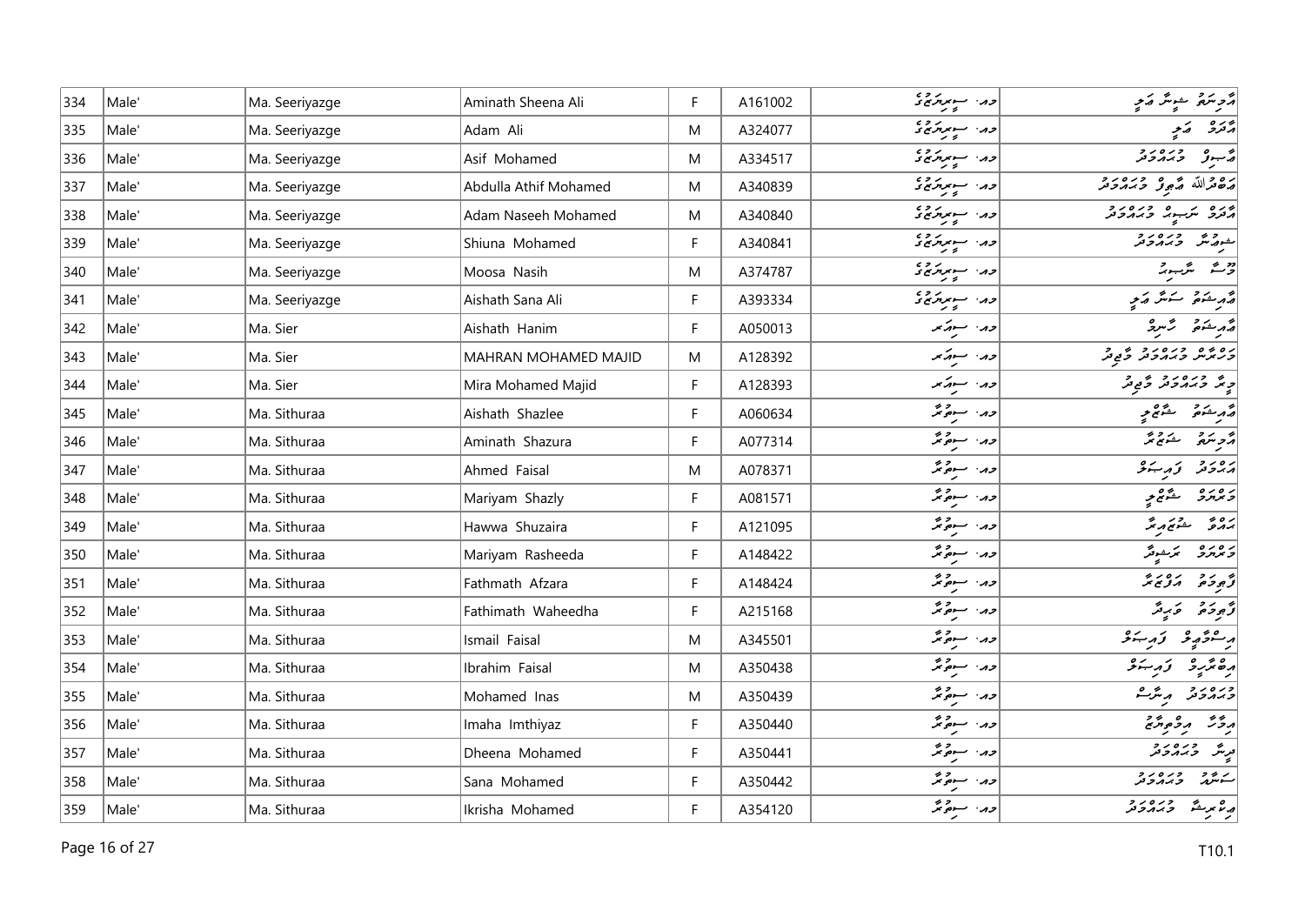| 334 | Male' | Ma. Seeriyazge | Aminath Sheena Ali | F | A161002 | މއ. ސީރިޔަޒްގެ | އާމިނަތު ޝީނާ އަލި |
|---|---|---|---|---|---|---|---|
| 335 | Male' | Ma. Seeriyazge | Adam Ali | M | A324077 | މއ. ސީރިޔަޒްގެ | އާދަމް އަލި |
| 336 | Male' | Ma. Seeriyazge | Asif Mohamed | M | A334517 | މއ. ސީރިޔަޒްގެ | އާސިފް މުހައްމަދު |
| 337 | Male' | Ma. Seeriyazge | Abdulla Athif Mohamed | M | A340839 | މއ. ސީރިޔަޒްގެ | އަބްދުﷲ އާތިފް މުހައްމަދު |
| 338 | Male' | Ma. Seeriyazge | Adam Naseeh Mohamed | M | A340840 | މއ. ސީރިޔަޒްގެ | އާދަމް ނަސީހް މުހައްމަދު |
| 339 | Male' | Ma. Seeriyazge | Shiuna Mohamed | F | A340841 | މއ. ސީރިޔަޒްގެ | ޝިއުނާ މުހައްމަދު |
| 340 | Male' | Ma. Seeriyazge | Moosa Nasih | M | A374787 | މއ. ސީރިޔަޒްގެ | މޫސާ ނާސިހް |
| 341 | Male' | Ma. Seeriyazge | Aishath Sana Ali | F | A393334 | މއ. ސީރިޔަޒްގެ | އައިޝަތު ސަނާ އަލި |
| 342 | Male' | Ma. Sier | Aishath Hanim | F | A050013 | މއ. ސިއަރ | އައިޝަތު ހާނިމް |
| 343 | Male' | Ma. Sier | MAHRAN MOHAMED MAJID | M | A128392 | މއ. ސިއަރ | މަހްރާން މުހައްމަދު މާޖިދު |
| 344 | Male' | Ma. Sier | Mira Mohamed Majid | F | A128393 | މއ. ސިއަރ | މީރާ މުހައްމަދު މާޖިދު |
| 345 | Male' | Ma. Sithuraa | Aishath Shazlee | F | A060634 | މއ. ސިތުރާ | އައިޝަތު ޝާޒްލީ |
| 346 | Male' | Ma. Sithuraa | Aminath Shazura | F | A077314 | މއ. ސިތުރާ | އާމިނަތު ޝަޒުރާ |
| 347 | Male' | Ma. Sithuraa | Ahmed Faisal | M | A078371 | މއ. ސިތުރާ | އަހުމަދު ފައިސަލް |
| 348 | Male' | Ma. Sithuraa | Mariyam Shazly | F | A081571 | މއ. ސިތުރާ | މަރިޔަމް ޝާޒްލީ |
| 349 | Male' | Ma. Sithuraa | Hawwa Shuzaira | F | A121095 | މއ. ސިތުރާ | ހައްވާ ޝުޒައިރާ |
| 350 | Male' | Ma. Sithuraa | Mariyam Rasheeda | F | A148422 | މއ. ސިތުރާ | މަރިޔަމް ރަޝީދާ |
| 351 | Male' | Ma. Sithuraa | Fathmath Afzara | F | A148424 | މއ. ސިތުރާ | ފާތުމަތު އަފްޒަރާ |
| 352 | Male' | Ma. Sithuraa | Fathimath Waheedha | F | A215168 | މއ. ސިތުރާ | ފާތިމަތު ވަހީދާ |
| 353 | Male' | Ma. Sithuraa | Ismail Faisal | M | A345501 | މއ. ސިތުރާ | އިސްމާއީލް ފައިސަލް |
| 354 | Male' | Ma. Sithuraa | Ibrahim Faisal | M | A350438 | މއ. ސިތުރާ | އިބްރާހީމް ފައިސަލް |
| 355 | Male' | Ma. Sithuraa | Mohamed Inas | M | A350439 | މއ. ސިތުރާ | މުހައްމަދު އިނާސް |
| 356 | Male' | Ma. Sithuraa | Imaha Imthiyaz | F | A350440 | މއ. ސިތުރާ | އިމާހާ އިމްތިޔާޒް |
| 357 | Male' | Ma. Sithuraa | Dheena Mohamed | F | A350441 | މއ. ސިތުރާ | ދީނާ މުހައްމަދު |
| 358 | Male' | Ma. Sithuraa | Sana Mohamed | F | A350442 | މއ. ސިތުރާ | ސަނާ މުހައްމަދު |
| 359 | Male' | Ma. Sithuraa | Ikrisha Mohamed | F | A354120 | މއ. ސިތުރާ | އިކްރިޝާ މުހައްމަދު |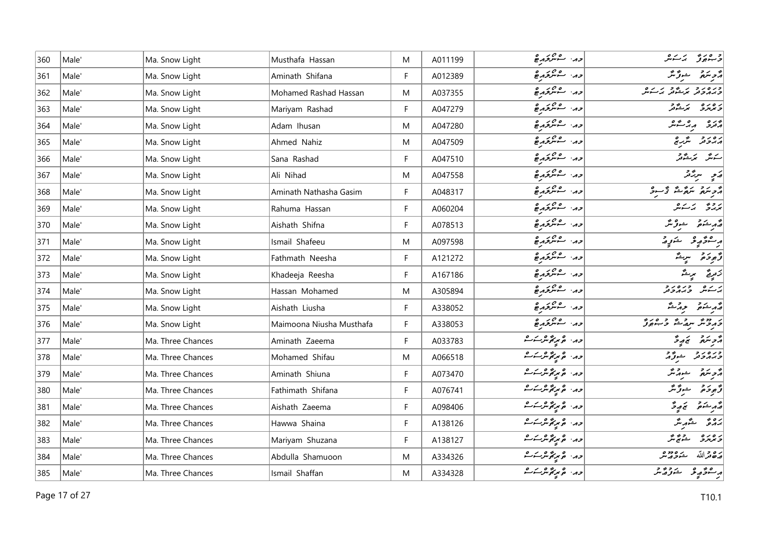| 360 | Male' | Ma. Snow Light | Musthafa Hassan | M | A011199 | މއ. ސްނޯލައިޓް | މުސްތަފާ ޙަސަން |
|---|---|---|---|---|---|---|---|
| 361 | Male' | Ma. Snow Light | Aminath Shifana | F | A012389 | މއ. ސްނޯލައިޓް | އާމިނަތު ޝިފާނާ |
| 362 | Male' | Ma. Snow Light | Mohamed Rashad Hassan | M | A037355 | މއ. ސްނޯލައިޓް | މުޙައްމަދު ރަޝާދު ޙަސަން |
| 363 | Male' | Ma. Snow Light | Mariyam Rashad | F | A047279 | މއ. ސްނޯލައިޓް | މަރިޔަމް ރަޝާދު |
| 364 | Male' | Ma. Snow Light | Adam Ihusan | M | A047280 | މއ. ސްނޯލައިޓް | އާދަމް އިޙްސާން |
| 365 | Male' | Ma. Snow Light | Ahmed Nahiz | M | A047509 | މއ. ސްނޯލައިޓް | އަޙްމަދު ނާހިޒް |
| 366 | Male' | Ma. Snow Light | Sana Rashad | F | A047510 | މއ. ސްނޯލައިޓް | ސަނާ ރަޝާދު |
| 367 | Male' | Ma. Snow Light | Ali Nihad | M | A047558 | މއ. ސްނޯލައިޓް | އަލި ނިހާދު |
| 368 | Male' | Ma. Snow Light | Aminath Nathasha Gasim | F | A048317 | މއ. ސްނޯލައިޓް | އާމިނަތު ނަތާޝާ ޤާސިމް |
| 369 | Male' | Ma. Snow Light | Rahuma Hassan | F | A060204 | މއ. ސްނޯލައިޓް | ރަޙުމާ ޙަސަން |
| 370 | Male' | Ma. Snow Light | Aishath Shifna | F | A078513 | މއ. ސްނޯލައިޓް | އާއިޝަތު ޝިފްނާ |
| 371 | Male' | Ma. Snow Light | Ismail Shafeeu | M | A097598 | މއ. ސްނޯލައިޓް | އިސްމާއީލް ޝަފީޢު |
| 372 | Male' | Ma. Snow Light | Fathmath Neesha | F | A121272 | މއ. ސްނޯލައިޓް | ފާތިމަތު ނީޝާ |
| 373 | Male' | Ma. Snow Light | Khadeeja Reesha | F | A167186 | މއ. ސްނޯލައިޓް | ޚަދީޖާ ރީޝާ |
| 374 | Male' | Ma. Snow Light | Hassan Mohamed | M | A305894 | މއ. ސްނޯލައިޓް | ޙަސަން މުޙައްމަދު |
| 375 | Male' | Ma. Snow Light | Aishath Liusha | F | A338052 | މއ. ސްނޯލައިޓް | އާއިޝަތު ލިއުޝާ |
| 376 | Male' | Ma. Snow Light | Maimoona Niusha Musthafa | F | A338053 | މއ. ސްނޯލައިޓް | މައިމޫނާ ނިއުޝާ މުސްތަފާ |
| 377 | Male' | Ma. Three Chances | Aminath Zaeema | F | A033783 | މއ. ތްރީޗާންސަސް | އާމިނަތު ޒައީމާ |
| 378 | Male' | Ma. Three Chances | Mohamed Shifau | M | A066518 | މއ. ތްރީޗާންސަސް | މުޙައްމަދު ޝިފާއު |
| 379 | Male' | Ma. Three Chances | Aminath Shiuna | F | A073470 | މއ. ތްރީޗާންސަސް | އާމިނަތު ޝިއުނާ |
| 380 | Male' | Ma. Three Chances | Fathimath Shifana | F | A076741 | މއ. ތްރީޗާންސަސް | ފާތިމަތު ޝިފާނާ |
| 381 | Male' | Ma. Three Chances | Aishath Zaeema | F | A098406 | މއ. ތްރީޗާންސަސް | އާއިޝަތު ޒައީމާ |
| 382 | Male' | Ma. Three Chances | Hawwa Shaina | F | A138126 | މއ. ތްރީޗާންސަސް | ޙައްވާ ޝާއިނާ |
| 383 | Male' | Ma. Three Chances | Mariyam Shuzana | F | A138127 | މއ. ތްރީޗާންސަސް | މަރިޔަމް ޝުޒާނާ |
| 384 | Male' | Ma. Three Chances | Abdulla Shamuoon | M | A334326 | މއ. ތްރީޗާންސަސް | އަބްދުﷲ ޝަމުއޫން |
| 385 | Male' | Ma. Three Chances | Ismail Shaffan | M | A334328 | މއ. ތްރީޗާންސަސް | އިސްމާއީލް ޝައްފާން |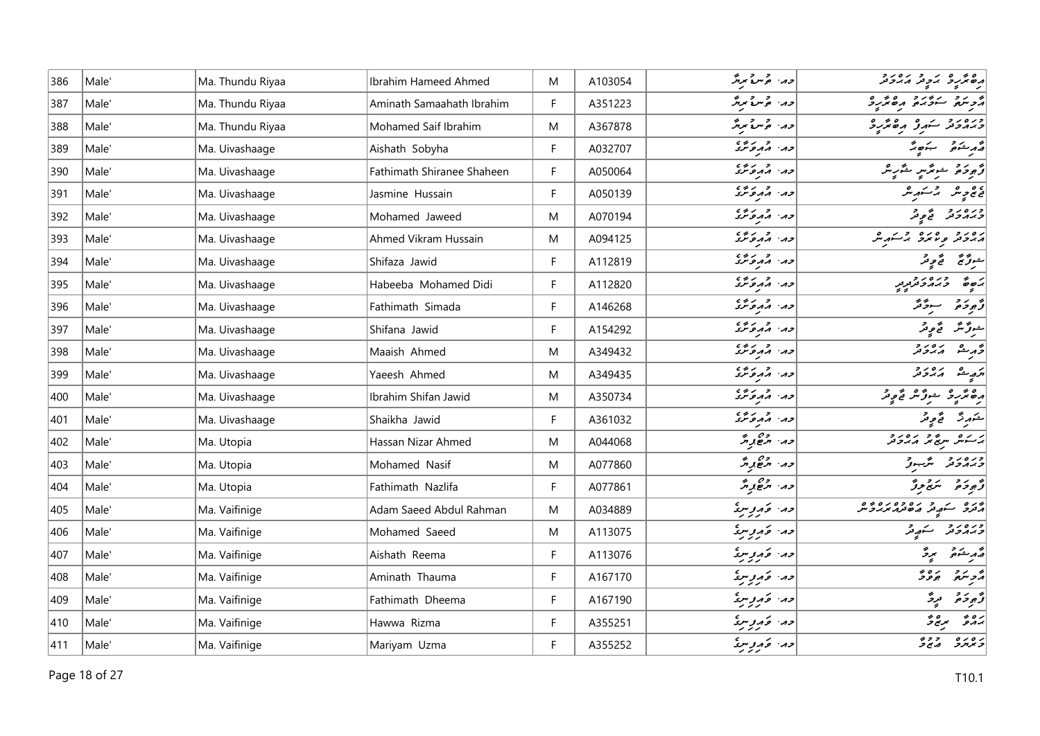| 386 | Male' | Ma. Thundu Riyaa | Ibrahim Hameed Ahmed | M | A103054 | މއ. ތުންޑުރިޔާ | އިބްރާހީމް ހަމީދު އަޙްމަދު |
|---|---|---|---|---|---|---|---|
| 387 | Male' | Ma. Thundu Riyaa | Aminath Samaahath Ibrahim | F | A351223 | މއ. ތުންޑުރިޔާ | އާމިނަތު ސަމާހަތު އިބްރާހީމް |
| 388 | Male' | Ma. Thundu Riyaa | Mohamed Saif Ibrahim | M | A367878 | މއ. ތުންޑުރިޔާ | މުޙައްމަދު ސައިފު އިބްރާހީމް |
| 389 | Male' | Ma. Uivashaage | Aishath Sobyha | F | A032707 | މއ. އުއިވަށާގެ | އާއިށަތު ސޮބައިހާ |
| 390 | Male' | Ma. Uivashaage | Fathimath Shiranee Shaheen | F | A050064 | މއ. އުއިވަށާގެ | ފާތިމަތު ޝިރާނީ ޝަހީން |
| 391 | Male' | Ma. Uivashaage | Jasmine Hussain | F | A050139 | މއ. އުއިވަށާގެ | ޖެސްމިން ހުސައިން |
| 392 | Male' | Ma. Uivashaage | Mohamed Jaweed | M | A070194 | މއ. އުއިވަށާގެ | މުޙައްމަދު ޖާވީދު |
| 393 | Male' | Ma. Uivashaage | Ahmed Vikram Hussain | M | A094125 | މއ. އުއިވަށާގެ | އަޙްމަދު ވިކްރަމް ހުސައިން |
| 394 | Male' | Ma. Uivashaage | Shifaza Jawid | F | A112819 | މއ. އުއިވަށާގެ | ޝިފާޒާ ޖާވިދު |
| 395 | Male' | Ma. Uivashaage | Habeeba Mohamed Didi | F | A112820 | މއ. އުއިވަށާގެ | ހަބީބާ މުޙައްމަދުދީދީ |
| 396 | Male' | Ma. Uivashaage | Fathimath Simada | F | A146268 | މއ. އުއިވަށާގެ | ފާތިމަތު ސިމާދާ |
| 397 | Male' | Ma. Uivashaage | Shifana Jawid | F | A154292 | މއ. އުއިވަށާގެ | ޝިފާނާ ޖާވިދު |
| 398 | Male' | Ma. Uivashaage | Maaish Ahmed | M | A349432 | މއ. އުއިވަށާގެ | މާއިޝް އަޙްމަދު |
| 399 | Male' | Ma. Uivashaage | Yaeesh Ahmed | M | A349435 | މއ. އުއިވަށާގެ | ޔައީޝް އަޙްމަދު |
| 400 | Male' | Ma. Uivashaage | Ibrahim Shifan Jawid | M | A350734 | މއ. އުއިވަށާގެ | އިބްރާހީމް ޝިފާން ޖާވިދު |
| 401 | Male' | Ma. Uivashaage | Shaikha Jawid | F | A361032 | މއ. އުއިވަށާގެ | ޝައިޚާ ޖާވިދު |
| 402 | Male' | Ma. Utopia | Hassan Nizar Ahmed | M | A044068 | މއ. ޔުޓޯޕިއާ | ހަސަން ނިޒާރު އަޙްމަދު |
| 403 | Male' | Ma. Utopia | Mohamed Nasif | M | A077860 | މއ. ޔުޓޯޕިއާ | މުޙައްމަދު ނާސިފު |
| 404 | Male' | Ma. Utopia | Fathimath Nazlifa | F | A077861 | މއ. ޔުޓޯޕިއާ | ފާތިމަތު ނަޒްލިފާ |
| 405 | Male' | Ma. Vaifinige | Adam Saeed Abdul Rahman | M | A034889 | މއ. ވައިފިނިގެ | އާދަމް ސައީދު އަބްދުއްރަޙްމާން |
| 406 | Male' | Ma. Vaifinige | Mohamed Saeed | M | A113075 | މއ. ވައިފިނިގެ | މުޙައްމަދު ސައީދު |
| 407 | Male' | Ma. Vaifinige | Aishath Reema | F | A113076 | މއ. ވައިފިނިގެ | އާއިށަތު ރީމާ |
| 408 | Male' | Ma. Vaifinige | Aminath Thauma | F | A167170 | މއ. ވައިފިނިގެ | އާމިނަތު ތައުމާ |
| 409 | Male' | Ma. Vaifinige | Fathimath Dheema | F | A167190 | މއ. ވައިފިނިގެ | ފާތިމަތު ދީމާ |
| 410 | Male' | Ma. Vaifinige | Hawwa Rizma | F | A355251 | މއ. ވައިފިނިގެ | ހައްވާ ރިޒްމާ |
| 411 | Male' | Ma. Vaifinige | Mariyam Uzma | F | A355252 | މއ. ވައިފިނިގެ | މަރިޔަމް އުޒްމާ |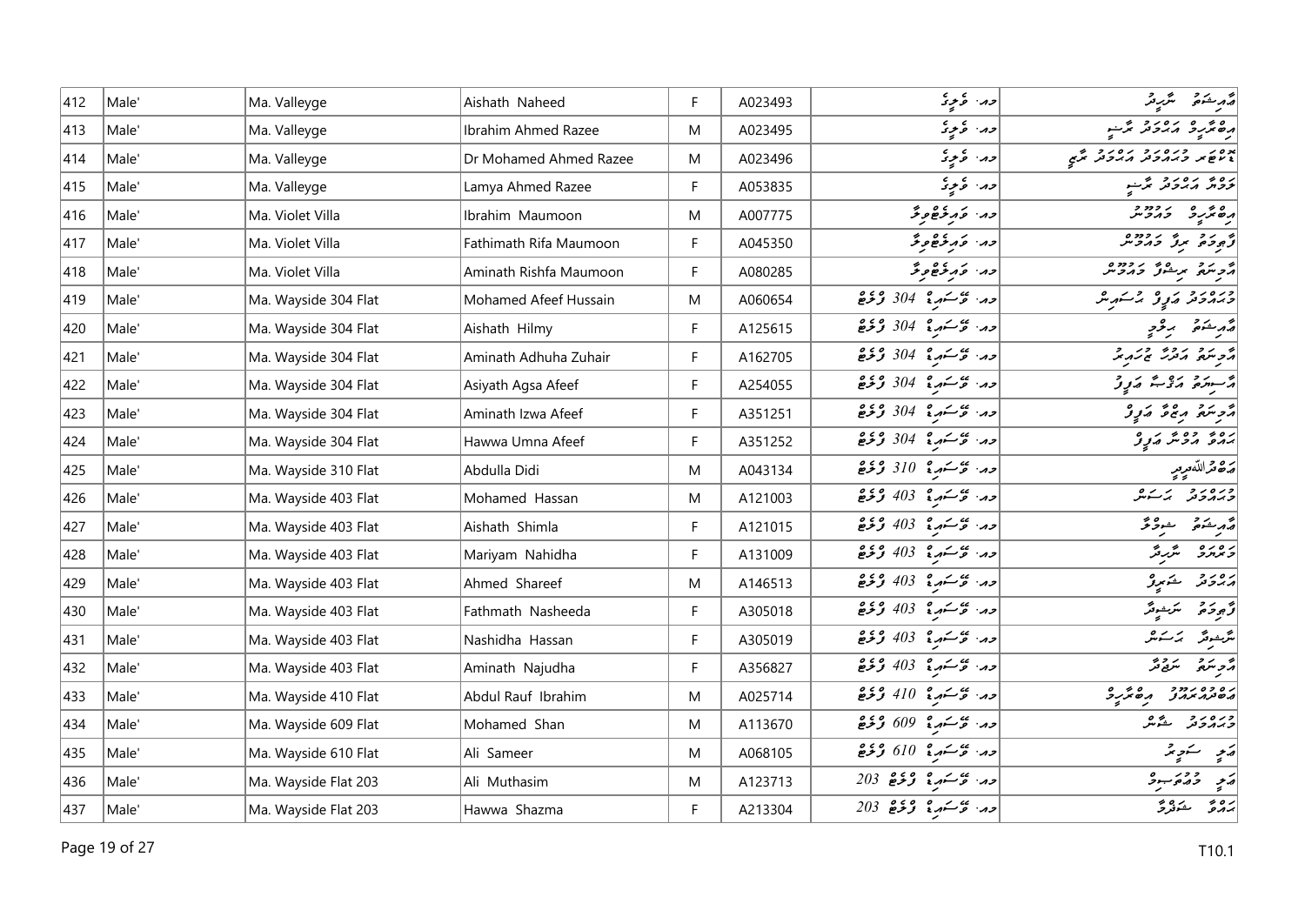| 412 | Male' | Ma. Valleyge | Aishath Naheed | F | A023493 | މއ. ވެލީގެ | އާއިޝަތު ނާހީދު |
|---|---|---|---|---|---|---|---|
| 413 | Male' | Ma. Valleyge | Ibrahim Ahmed Razee | M | A023495 | މއ. ވެލީގެ | އިބްރާހީމް އަހްމަދު ރާޒީ |
| 414 | Male' | Ma. Valleyge | Dr Mohamed Ahmed Razee | M | A023496 | މއ. ވެލީގެ | ޑޮކްޓަރ މުހައްމަދު އަހްމަދު ރާޒީ |
| 415 | Male' | Ma. Valleyge | Lamya Ahmed Razee | F | A053835 | މއ. ވެލީގެ | ލަމްޔާ އަހްމަދު ރާޒީ |
| 416 | Male' | Ma. Violet Villa | Ibrahim Maumoon | M | A007775 | މއ. ވައިލެޓްވިލާ | އިބްރާހީމް މައުމޫން |
| 417 | Male' | Ma. Violet Villa | Fathimath Rifa Maumoon | F | A045350 | މއ. ވައިލެޓްވިލާ | ފާތިމަތު ރިފާ މައުމޫން |
| 418 | Male' | Ma. Violet Villa | Aminath Rishfa Maumoon | F | A080285 | މއ. ވައިލެޓްވިލާ | އާމިނަތު ރިޝްފާ މައުމޫން |
| 419 | Male' | Ma. Wayside 304 Flat | Mohamed Afeef Hussain | M | A060654 | މއ. ވޭސައިޑް 304 ފްލެޓް | މުހައްމަދު އަފީފު ހުސައިން |
| 420 | Male' | Ma. Wayside 304 Flat | Aishath Hilmy | F | A125615 | މއ. ވޭސައިޑް 304 ފްލެޓް | އާއިޝަތު ހިލްމީ |
| 421 | Male' | Ma. Wayside 304 Flat | Aminath Adhuha Zuhair | F | A162705 | މއ. ވޭސައިޑް 304 ފްލެޓް | އާމިނަތު އަދުހާ ޒުހައިރު |
| 422 | Male' | Ma. Wayside 304 Flat | Asiyath Agsa Afeef | F | A254055 | މއ. ވޭސައިޑް 304 ފްލެޓް | އާސިޔަތު އަގްސާ އަފީފު |
| 423 | Male' | Ma. Wayside 304 Flat | Aminath Izwa Afeef | F | A351251 | މއ. ވޭސައިޑް 304 ފްލެޓް | އާމިނަތު އިޒްވާ އަފީފު |
| 424 | Male' | Ma. Wayside 304 Flat | Hawwa Umna Afeef | F | A351252 | މއ. ވޭސައިޑް 304 ފްލެޓް | ހައްވާ އުމްނާ އަފީފު |
| 425 | Male' | Ma. Wayside 310 Flat | Abdulla Didi | M | A043134 | މއ. ވޭސައިޑް 310 ފްލެޓް | އަބްދުاللهދީދީ |
| 426 | Male' | Ma. Wayside 403 Flat | Mohamed Hassan | M | A121003 | މއ. ވޭސައިޑް 403 ފްލެޓް | މުހައްމަދު ހަސަން |
| 427 | Male' | Ma. Wayside 403 Flat | Aishath Shimla | F | A121015 | މއ. ވޭސައިޑް 403 ފްލެޓް | އާއިޝަތު ޝިމްލާ |
| 428 | Male' | Ma. Wayside 403 Flat | Mariyam Nahidha | F | A131009 | މއ. ވޭސައިޑް 403 ފްލެޓް | މަރިޔަމް ނާހިދާ |
| 429 | Male' | Ma. Wayside 403 Flat | Ahmed Shareef | M | A146513 | މއ. ވޭސައިޑް 403 ފްލެޓް | އަހްމަދު ޝަރީފު |
| 430 | Male' | Ma. Wayside 403 Flat | Fathmath Nasheeda | F | A305018 | މއ. ވޭސައިޑް 403 ފްލެޓް | ފާތިމަތު ނަޝީދާ |
| 431 | Male' | Ma. Wayside 403 Flat | Nashidha Hassan | F | A305019 | މއ. ވޭސައިޑް 403 ފްލެޓް | ނާޝިދާ ހަސަން |
| 432 | Male' | Ma. Wayside 403 Flat | Aminath Najudha | F | A356827 | މއ. ވޭސައިޑް 403 ފްލެޓް | އާމިނަތު ނަޖުދާ |
| 433 | Male' | Ma. Wayside 410 Flat | Abdul Rauf Ibrahim | M | A025714 | މއ. ވޭސައިޑް 410 ފްލެޓް | އަބްދުއްރައޫފު އިބްރާހީމް |
| 434 | Male' | Ma. Wayside 609 Flat | Mohamed Shan | M | A113670 | މއ. ވޭސައިޑް 609 ފްލެޓް | މުހައްމަދު ޝާން |
| 435 | Male' | Ma. Wayside 610 Flat | Ali Sameer | M | A068105 | މއ. ވޭސައިޑް 610 ފްލެޓް | އަލީ ސަމީރު |
| 436 | Male' | Ma. Wayside Flat 203 | Ali Muthasim | M | A123713 | މއ. ވޭސައިޑް ފްލެޓް 203 | އަލީ މުއުތަސިމް |
| 437 | Male' | Ma. Wayside Flat 203 | Hawwa Shazma | F | A213304 | މއ. ވޭސައިޑް ފްލެޓް 203 | ހައްވާ ޝަޒްމާ |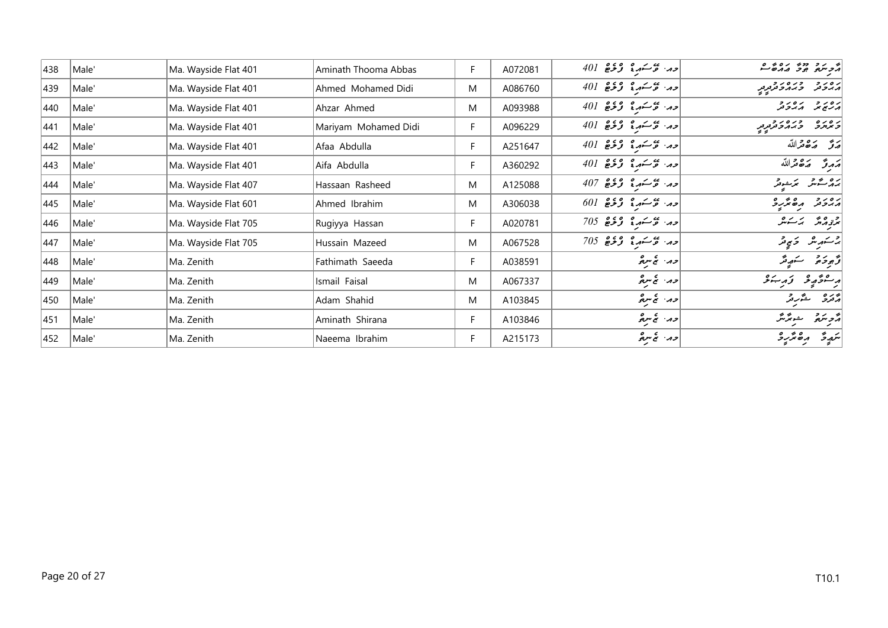| 438 | Male' | Ma. Wayside Flat 401 | Aminath Thooma Abbas | F | A072081 | މއ. ވޭސައިޑް ފްލެޓް 401 | އާމިނަތު ތޫމާ އައްބާސް |
|---|---|---|---|---|---|---|---|
| 439 | Male' | Ma. Wayside Flat 401 | Ahmed Mohamed Didi | M | A086760 | މއ. ވޭސައިޑް ފްލެޓް 401 | އަހުމަދު މުހައްމަދުދީދީ |
| 440 | Male' | Ma. Wayside Flat 401 | Ahzar Ahmed | M | A093988 | މއ. ވޭސައިޑް ފްލެޓް 401 | އަޙްޒަރު އަހުމަދު |
| 441 | Male' | Ma. Wayside Flat 401 | Mariyam Mohamed Didi | F | A096229 | މއ. ވޭސައިޑް ފްލެޓް 401 | މަރިޔަމް މުހައްމަދުދީދީ |
| 442 | Male' | Ma. Wayside Flat 401 | Afaa Abdulla | F | A251647 | މއ. ވޭސައިޑް ފްލެޓް 401 | އަފާ އަބްދުﷲ |
| 443 | Male' | Ma. Wayside Flat 401 | Aifa Abdulla | F | A360292 | މއ. ވޭސައިޑް ފްލެޓް 401 | އައިފާ އަބްދުﷲ |
| 444 | Male' | Ma. Wayside Flat 407 | Hassaan Rasheed | M | A125088 | މއ. ވޭސައިޑް ފްލެޓް 407 | ހައްސާން ރަޝީދު |
| 445 | Male' | Ma. Wayside Flat 601 | Ahmed Ibrahim | M | A306038 | މއ. ވޭސައިޑް ފްލެޓް 601 | އަހުމަދު އިބްރާހީމް |
| 446 | Male' | Ma. Wayside Flat 705 | Rugiyya Hassan | F | A020781 | މއ. ވޭސައިޑް ފްލެޓް 705 | ރުގިއްޔާ ހަސަން |
| 447 | Male' | Ma. Wayside Flat 705 | Hussain Mazeed | M | A067528 | މއ. ވޭސައިޑް ފްލެޓް 705 | ހުސައިން މަޒީދު |
| 448 | Male' | Ma. Zenith | Fathimath Saeeda | F | A038591 | މއ. ޒެނިތް | ފާތިމަތު ސައީދާ |
| 449 | Male' | Ma. Zenith | Ismail Faisal | M | A067337 | މއ. ޒެނިތް | އިސްމާއީލު ފައިސަލް |
| 450 | Male' | Ma. Zenith | Adam Shahid | M | A103845 | މއ. ޒެނިތް | އާދަމް ޝާހިދު |
| 451 | Male' | Ma. Zenith | Aminath Shirana | F | A103846 | މއ. ޒެނިތް | އާމިނަތު ޝިރާނާ |
| 452 | Male' | Ma. Zenith | Naeema Ibrahim | F | A215173 | މއ. ޒެނިތް | ނައީމާ އިބްރާހީމް |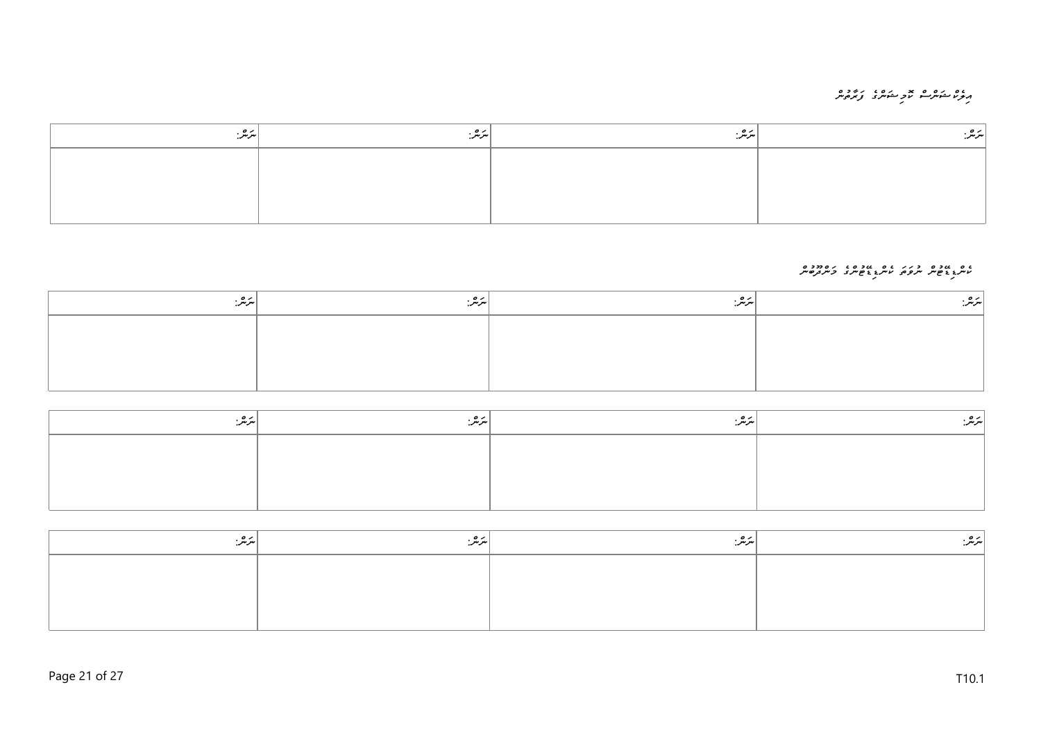އިވެންޓަށްސް ކޮމިޝަންގެ ފަރާތުން

| ނަަން: | ނަަން: | ނަަން: | ނަަން: |
|---|---|---|---|
| | | | |

ކުންފުނީގެ ނުވަތަ ކުންފުނީގެ މަސްދޫގެ

| ނަަން: | ނަަން: | ނަަން: | ނަަން: |
|---|---|---|---|
| | | | |

| ނަަން: | ނަަން: | ނަަން: | ނަަން: |
|---|---|---|---|
| | | | |

| ނަަން: | ނަަން: | ނަަން: | ނަަން: |
|---|---|---|---|
| | | | |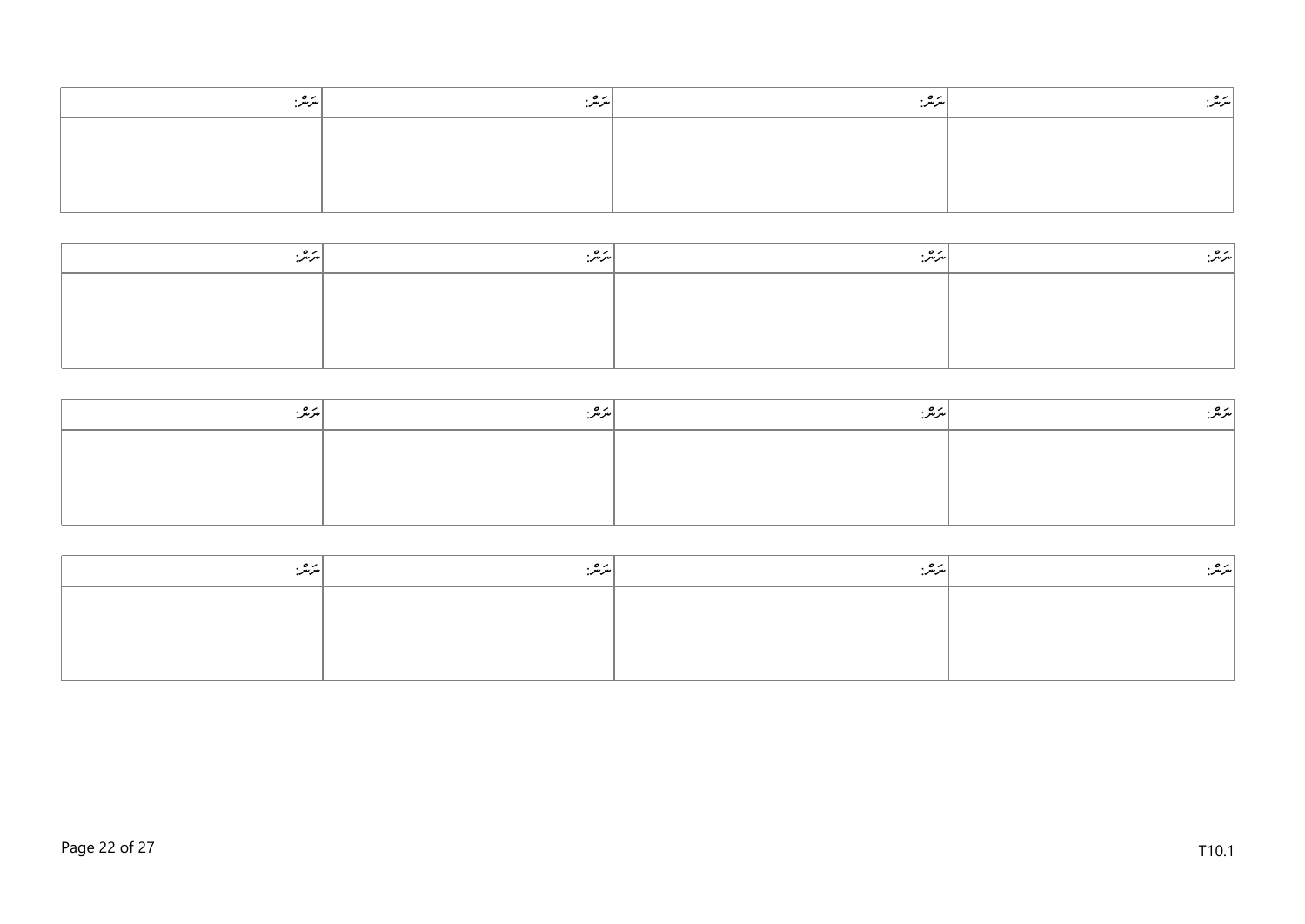| ނަރަށް: | ނަރަށް: | ނަރަށް: | ނަރަށް: |
| --- | --- | --- | --- |
| | | | |

| ނަރަށް: | ނަރަށް: | ނަރަށް: | ނަރަށް: |
| --- | --- | --- | --- |
| | | | |

| ނަރަށް: | ނަރަށް: | ނަރަށް: | ނަރަށް: |
| --- | --- | --- | --- |
| | | | |

| ނަރަށް: | ނަރަށް: | ނަރަށް: | ނަރަށް: |
| --- | --- | --- | --- |
| | | | |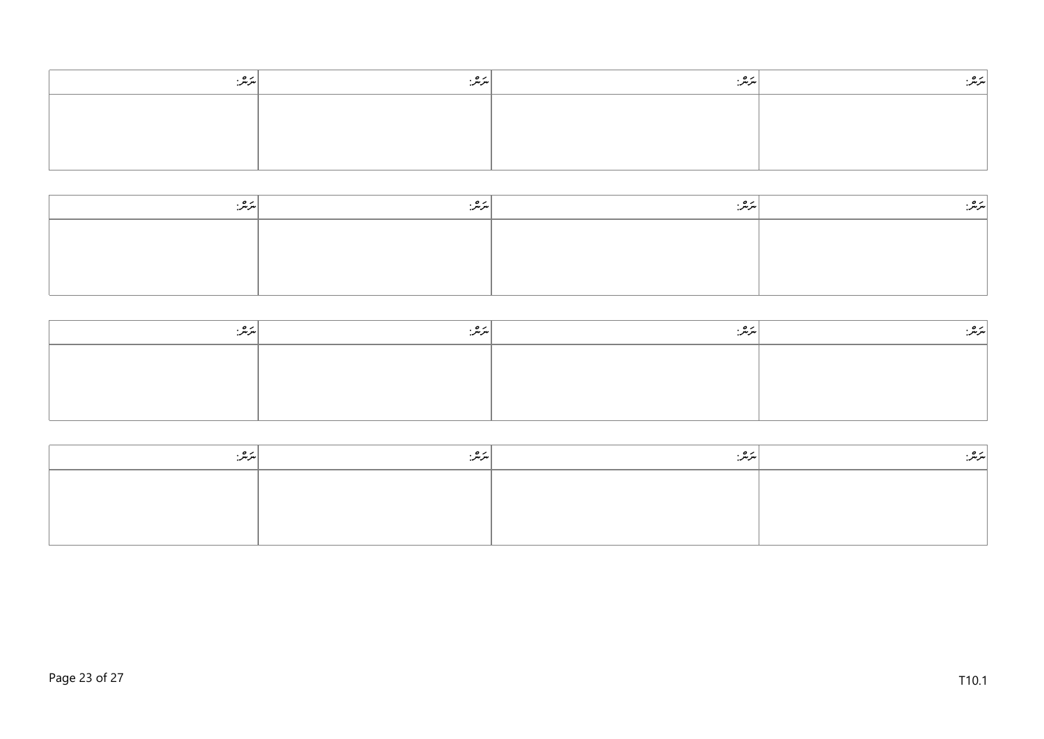| ސަރު: | ސަރު: | ސަރު: | ސަރު: |
| --- | --- | --- | --- |
| | | | |

| ސަރު: | ސަރު: | ސަރު: | ސަރު: |
| --- | --- | --- | --- |
| | | | |

| ސަރު: | ސަރު: | ސަރު: | ސަރު: |
| --- | --- | --- | --- |
| | | | |

| ސަރު: | ސަރު: | ސަރު: | ސަރު: |
| --- | --- | --- | --- |
| | | | |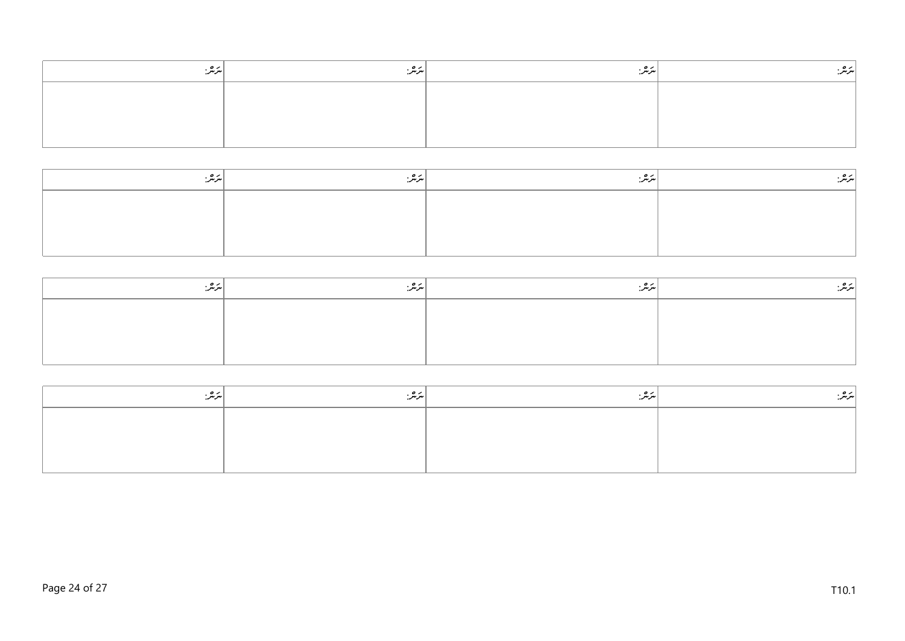| ىَرىگ: | ىَرىگ: | ىَرىگ: | ىَرىگ: |
| --- | --- | --- | --- |
| | | | |

| ىَرىگ: | ىَرىگ: | ىَرىگ: | ىَرىگ: |
| --- | --- | --- | --- |
| | | | |

| ىَرىگ: | ىَرىگ: | ىَرىگ: | ىَرىگ: |
| --- | --- | --- | --- |
| | | | |

| ىَرىگ: | ىَرىگ: | ىَرىگ: | ىَرىگ: |
| --- | --- | --- | --- |
| | | | |

T10.1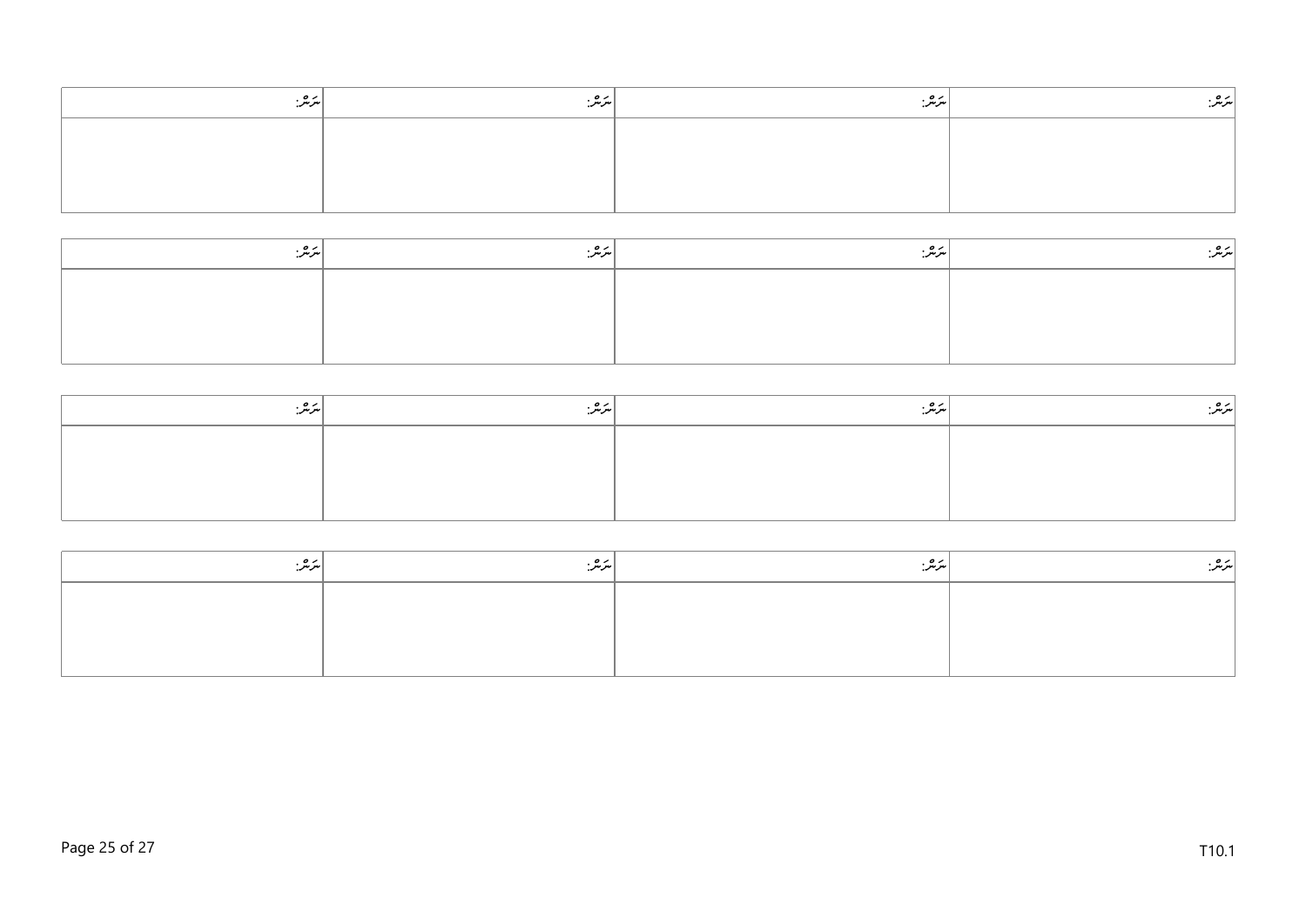| نَرِسْ: | نَرِسْ: | نَرِسْ: | نَرِسْ: |
| --- | --- | --- | --- |
| | | | |

| نَرِسْ: | نَرِسْ: | نَرِسْ: | نَرِسْ: |
| --- | --- | --- | --- |
| | | | |

| نَرِسْ: | نَرِسْ: | نَرِسْ: | نَرِسْ: |
| --- | --- | --- | --- |
| | | | |

| نَرِسْ: | نَرِسْ: | نَرِسْ: | نَرِسْ: |
| --- | --- | --- | --- |
| | | | |

T10.1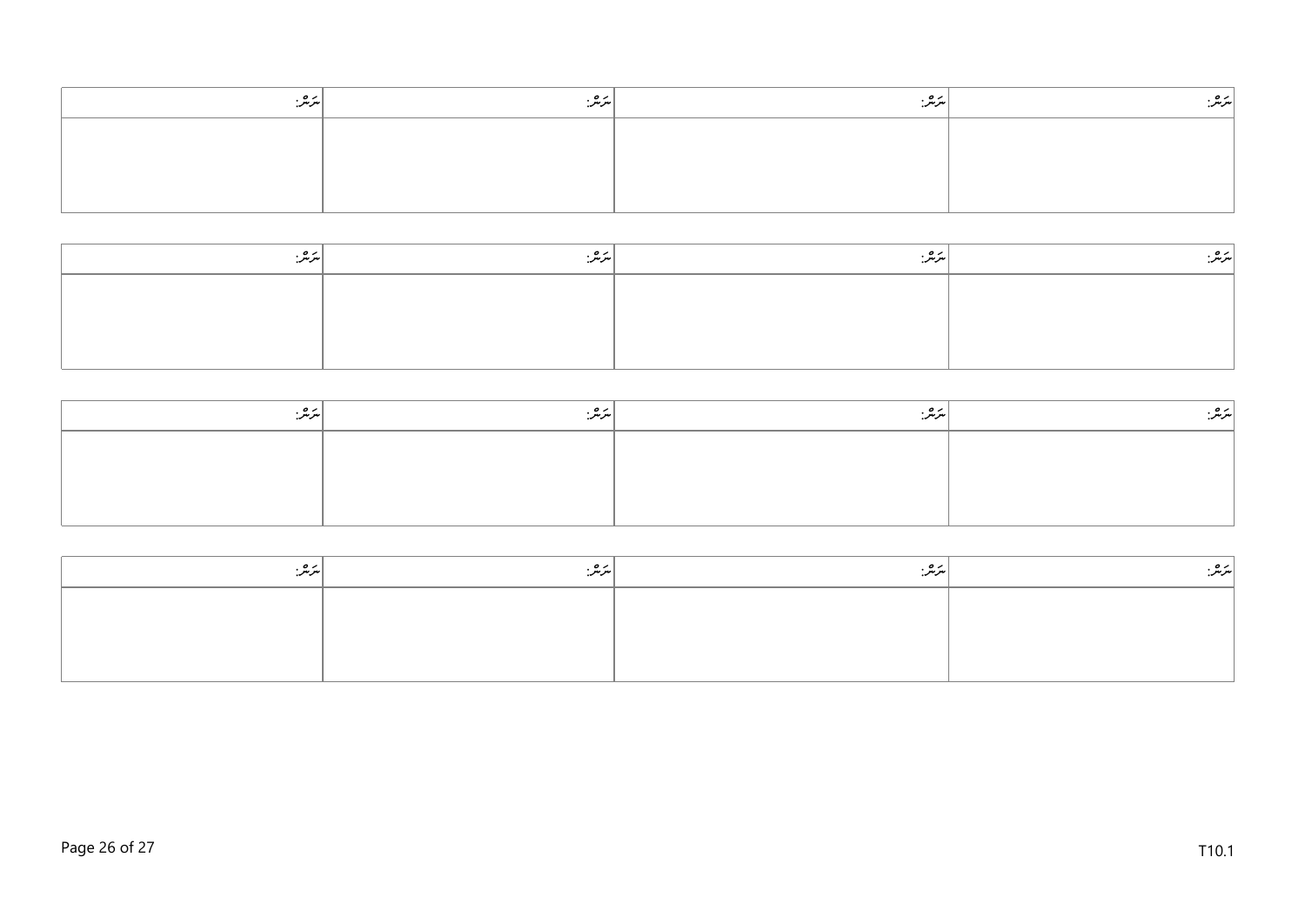| ނަރަދ: | ނަރަދ: | ނަރަދ: | ނަރަދ: |
| --- | --- | --- | --- |
| | | | |

| ނަރަދ: | ނަރަދ: | ނަރަދ: | ނަރަދ: |
| --- | --- | --- | --- |
| | | | |

| ނަރަދ: | ނަރަދ: | ނަރަދ: | ނަރަދ: |
| --- | --- | --- | --- |
| | | | |

| ނަރަދ: | ނަރަދ: | ނަރަދ: | ނަރަދ: |
| --- | --- | --- | --- |
| | | | |

T10.1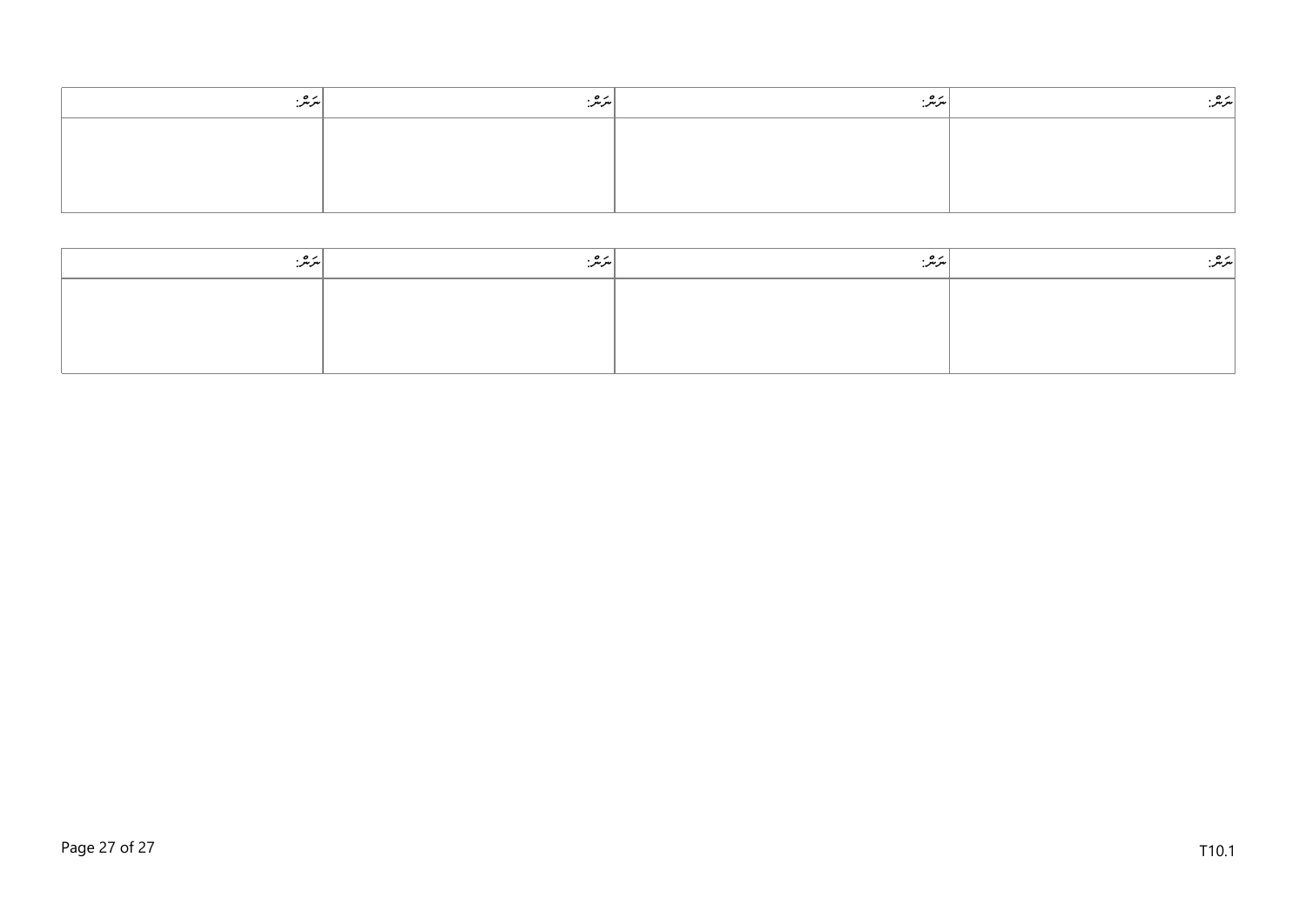| ﺮﻧﻦ: | ﺮﻧﻦ: | ﺮﻧﻦ: | ﺮﻧﻦ: |
| --- | --- | --- | --- |
| | | | |

| ﺮﻧﻦ: | ﺮﻧﻦ: | ﺮﻧﻦ: | ﺮﻧﻦ: |
| --- | --- | --- | --- |
| | | | |

T10.1